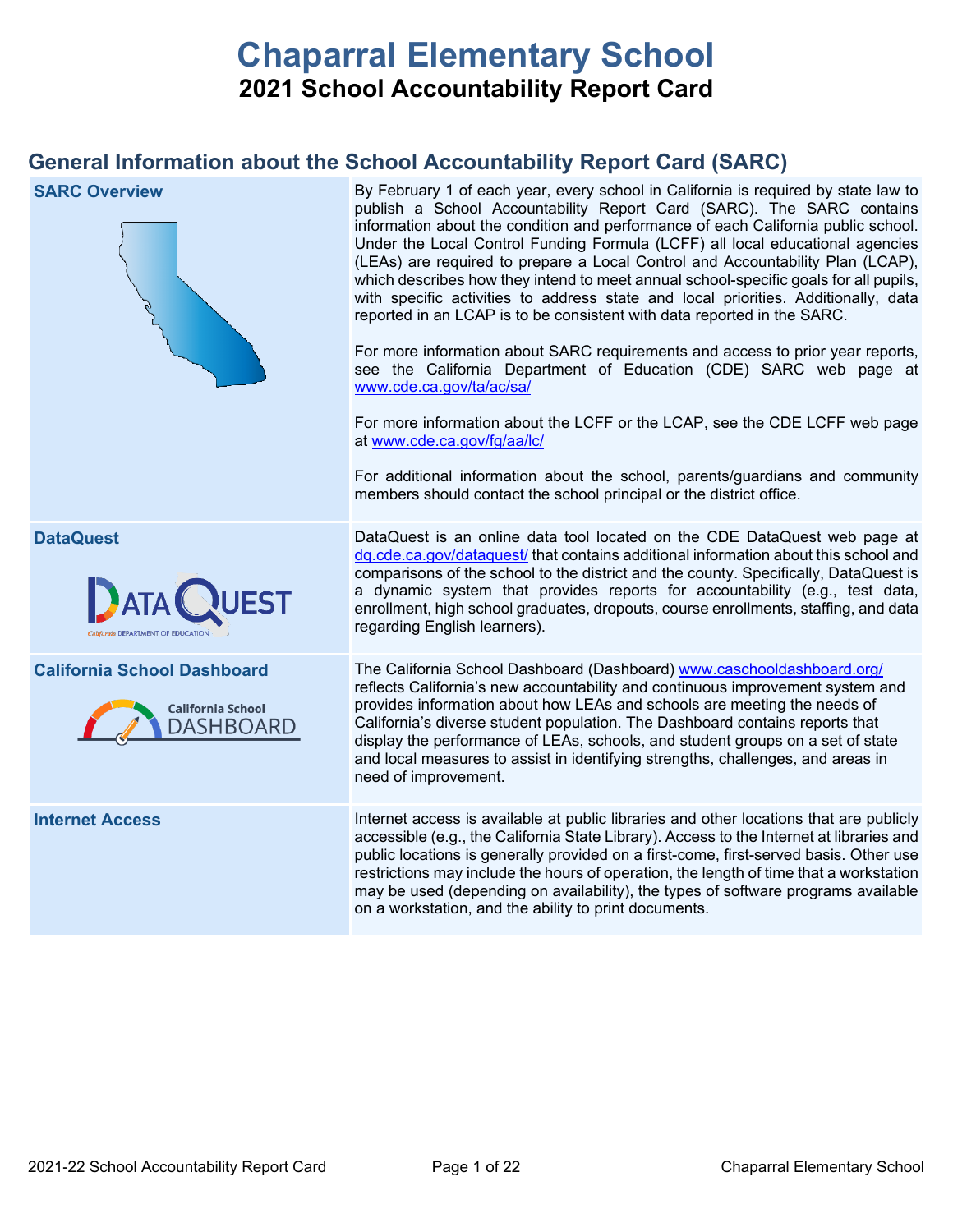# Chaparral Elementary School

## 2021 School Accountability Report Card

## General Information about the School Accountability Report Card (SARC)

| | |
|---|---|
| **SARC Overview** | By February 1 of each year, every school in California is required by state law to publish a School Accountability Report Card (SARC). The SARC contains information about the condition and performance of each California public school. Under the Local Control Funding Formula (LCFF) all local educational agencies (LEAs) are required to prepare a Local Control and Accountability Plan (LCAP), which describes how they intend to meet annual school-specific goals for all pupils, with specific activities to address state and local priorities. Additionally, data reported in an LCAP is to be consistent with data reported in the SARC.<br><br>For more information about SARC requirements and access to prior year reports, see the California Department of Education (CDE) SARC web page at www.cde.ca.gov/ta/ac/sa/<br><br>For more information about the LCFF or the LCAP, see the CDE LCFF web page at www.cde.ca.gov/fg/aa/lc/<br><br>For additional information about the school, parents/guardians and community members should contact the school principal or the district office. |
| **DataQuest** | DataQuest is an online data tool located on the CDE DataQuest web page at dq.cde.ca.gov/dataquest/ that contains additional information about this school and comparisons of the school to the district and the county. Specifically, DataQuest is a dynamic system that provides reports for accountability (e.g., test data, enrollment, high school graduates, dropouts, course enrollments, staffing, and data regarding English learners). |
| **California School Dashboard** | The California School Dashboard (Dashboard) www.caschooldashboard.org/ reflects California's new accountability and continuous improvement system and provides information about how LEAs and schools are meeting the needs of California's diverse student population. The Dashboard contains reports that display the performance of LEAs, schools, and student groups on a set of state and local measures to assist in identifying strengths, challenges, and areas in need of improvement. |
| **Internet Access** | Internet access is available at public libraries and other locations that are publicly accessible (e.g., the California State Library). Access to the Internet at libraries and public locations is generally provided on a first-come, first-served basis. Other use restrictions may include the hours of operation, the length of time that a workstation may be used (depending on availability), the types of software programs available on a workstation, and the ability to print documents. |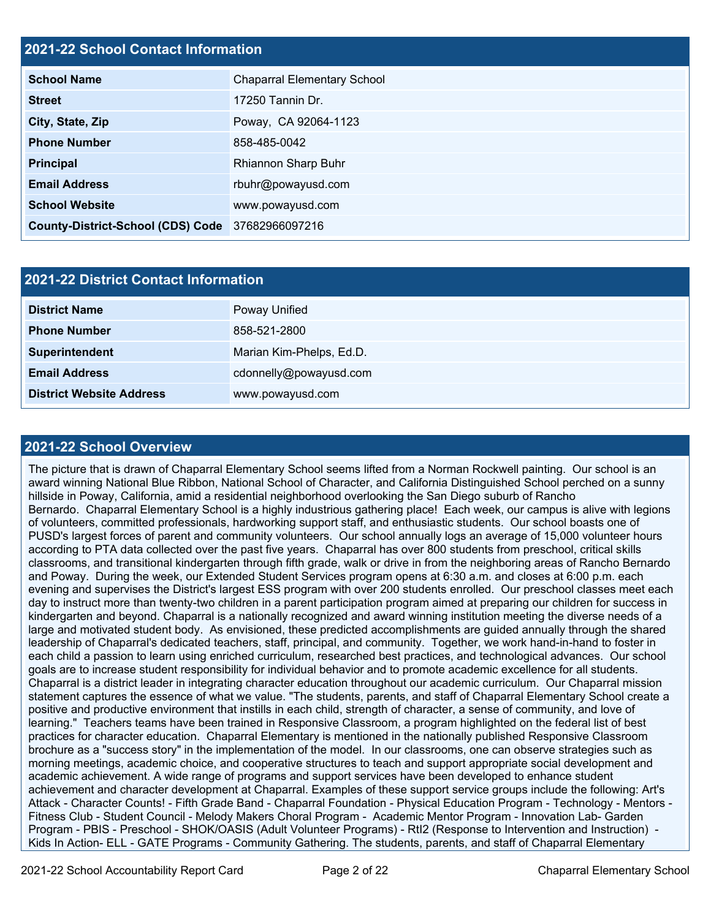## 2021-22 School Contact Information

| | |
|---|---|
| **School Name** | Chaparral Elementary School |
| **Street** | 17250 Tannin Dr. |
| **City, State, Zip** | Poway, CA 92064-1123 |
| **Phone Number** | 858-485-0042 |
| **Principal** | Rhiannon Sharp Buhr |
| **Email Address** | rbuhr@powayusd.com |
| **School Website** | www.powayusd.com |
| **County-District-School (CDS) Code** | 37682966097216 |

## 2021-22 District Contact Information

| | |
|---|---|
| **District Name** | Poway Unified |
| **Phone Number** | 858-521-2800 |
| **Superintendent** | Marian Kim-Phelps, Ed.D. |
| **Email Address** | cdonnelly@powayusd.com |
| **District Website Address** | www.powayusd.com |

## 2021-22 School Overview

The picture that is drawn of Chaparral Elementary School seems lifted from a Norman Rockwell painting. Our school is an award winning National Blue Ribbon, National School of Character, and California Distinguished School perched on a sunny hillside in Poway, California, amid a residential neighborhood overlooking the San Diego suburb of Rancho Bernardo. Chaparral Elementary School is a highly industrious gathering place! Each week, our campus is alive with legions of volunteers, committed professionals, hardworking support staff, and enthusiastic students. Our school boasts one of PUSD's largest forces of parent and community volunteers. Our school annually logs an average of 15,000 volunteer hours according to PTA data collected over the past five years. Chaparral has over 800 students from preschool, critical skills classrooms, and transitional kindergarten through fifth grade, walk or drive in from the neighboring areas of Rancho Bernardo and Poway. During the week, our Extended Student Services program opens at 6:30 a.m. and closes at 6:00 p.m. each evening and supervises the District's largest ESS program with over 200 students enrolled. Our preschool classes meet each day to instruct more than twenty-two children in a parent participation program aimed at preparing our children for success in kindergarten and beyond. Chaparral is a nationally recognized and award winning institution meeting the diverse needs of a large and motivated student body. As envisioned, these predicted accomplishments are guided annually through the shared leadership of Chaparral's dedicated teachers, staff, principal, and community. Together, we work hand-in-hand to foster in each child a passion to learn using enriched curriculum, researched best practices, and technological advances. Our school goals are to increase student responsibility for individual behavior and to promote academic excellence for all students. Chaparral is a district leader in integrating character education throughout our academic curriculum. Our Chaparral mission statement captures the essence of what we value. "The students, parents, and staff of Chaparral Elementary School create a positive and productive environment that instills in each child, strength of character, a sense of community, and love of learning." Teachers teams have been trained in Responsive Classroom, a program highlighted on the federal list of best practices for character education. Chaparral Elementary is mentioned in the nationally published Responsive Classroom brochure as a "success story" in the implementation of the model. In our classrooms, one can observe strategies such as morning meetings, academic choice, and cooperative structures to teach and support appropriate social development and academic achievement. A wide range of programs and support services have been developed to enhance student achievement and character development at Chaparral. Examples of these support service groups include the following: Art's Attack - Character Counts! - Fifth Grade Band - Chaparral Foundation - Physical Education Program - Technology - Mentors - Fitness Club - Student Council - Melody Makers Choral Program - Academic Mentor Program - Innovation Lab- Garden Program - PBIS - Preschool - SHOK/OASIS (Adult Volunteer Programs) - RtI2 (Response to Intervention and Instruction) - Kids In Action- ELL - GATE Programs - Community Gathering. The students, parents, and staff of Chaparral Elementary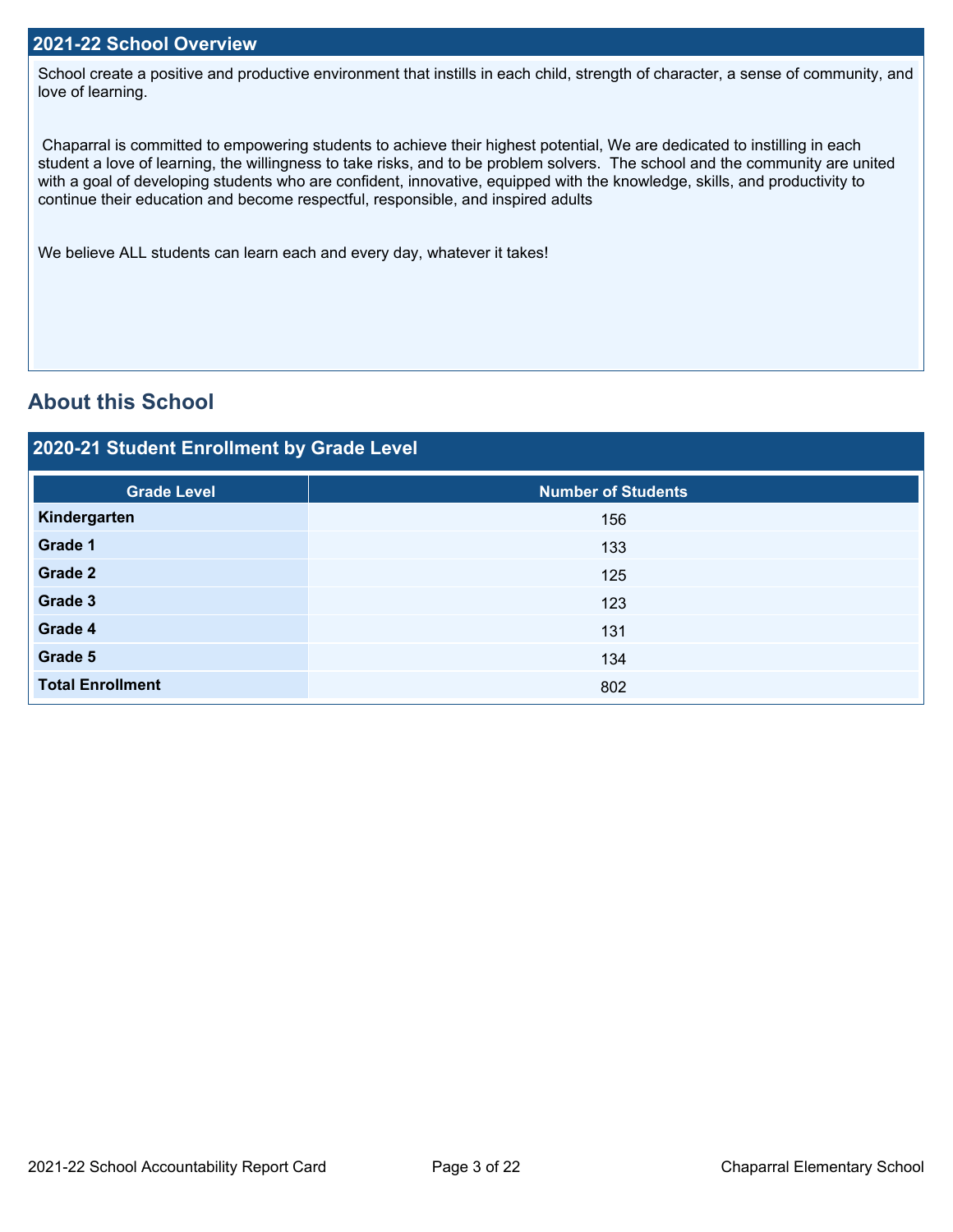## 2021-22 School Overview

School create a positive and productive environment that instills in each child, strength of character, a sense of community, and love of learning.

Chaparral is committed to empowering students to achieve their highest potential, We are dedicated to instilling in each student a love of learning, the willingness to take risks, and to be problem solvers.  The school and the community are united with a goal of developing students who are confident, innovative, equipped with the knowledge, skills, and productivity to continue their education and become respectful, responsible, and inspired adults

We believe ALL students can learn each and every day, whatever it takes!

# About this School

## 2020-21 Student Enrollment by Grade Level

| Grade Level | Number of Students |
|---|---|
| **Kindergarten** | 156 |
| **Grade 1** | 133 |
| **Grade 2** | 125 |
| **Grade 3** | 123 |
| **Grade 4** | 131 |
| **Grade 5** | 134 |
| **Total Enrollment** | 802 |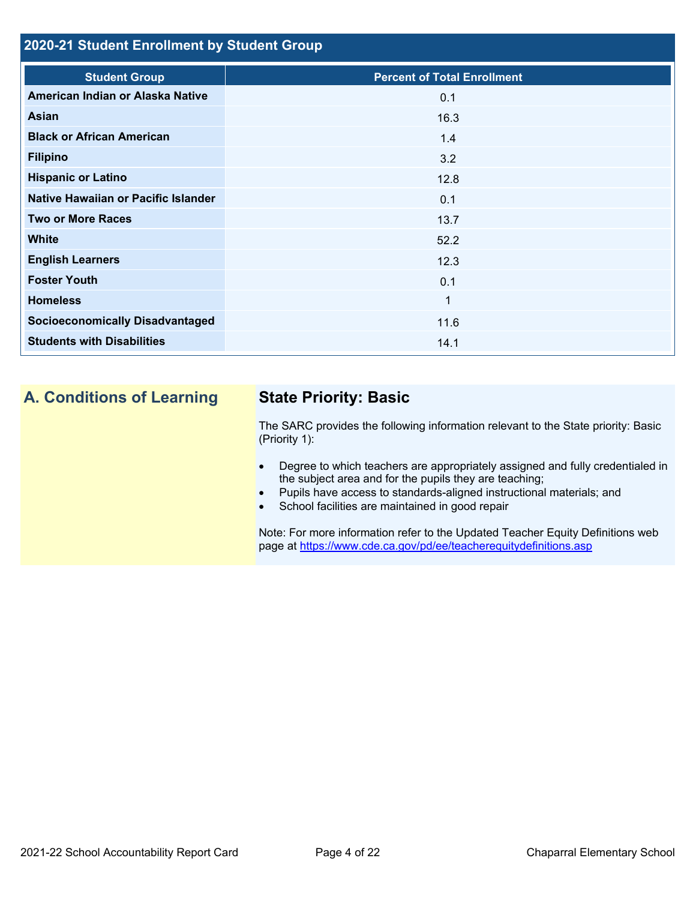## 2020-21 Student Enrollment by Student Group

| Student Group | Percent of Total Enrollment |
| --- | --- |
| American Indian or Alaska Native | 0.1 |
| Asian | 16.3 |
| Black or African American | 1.4 |
| Filipino | 3.2 |
| Hispanic or Latino | 12.8 |
| Native Hawaiian or Pacific Islander | 0.1 |
| Two or More Races | 13.7 |
| White | 52.2 |
| English Learners | 12.3 |
| Foster Youth | 0.1 |
| Homeless | 1 |
| Socioeconomically Disadvantaged | 11.6 |
| Students with Disabilities | 14.1 |

## A. Conditions of Learning

### State Priority: Basic

The SARC provides the following information relevant to the State priority: Basic (Priority 1):

- Degree to which teachers are appropriately assigned and fully credentialed in the subject area and for the pupils they are teaching;
- Pupils have access to standards-aligned instructional materials; and
- School facilities are maintained in good repair

Note: For more information refer to the Updated Teacher Equity Definitions web page at https://www.cde.ca.gov/pd/ee/teacherequitydefinitions.asp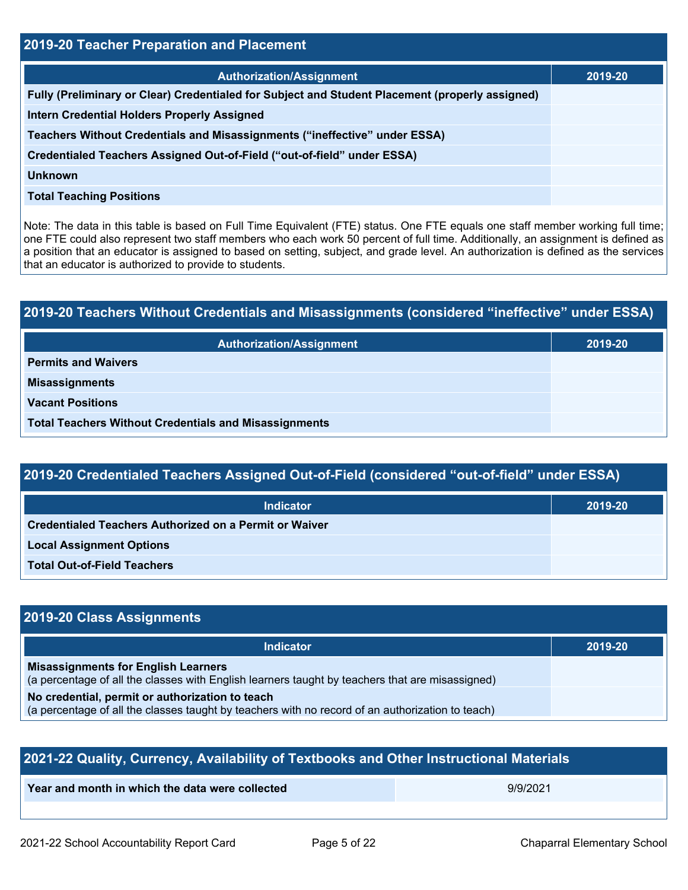## 2019-20 Teacher Preparation and Placement

| Authorization/Assignment | 2019-20 |
| --- | --- |
| Fully (Preliminary or Clear) Credentialed for Subject and Student Placement (properly assigned) | |
| Intern Credential Holders Properly Assigned | |
| Teachers Without Credentials and Misassignments ("ineffective" under ESSA) | |
| Credentialed Teachers Assigned Out-of-Field ("out-of-field" under ESSA) | |
| Unknown | |
| Total Teaching Positions | |

Note: The data in this table is based on Full Time Equivalent (FTE) status. One FTE equals one staff member working full time; one FTE could also represent two staff members who each work 50 percent of full time. Additionally, an assignment is defined as a position that an educator is assigned to based on setting, subject, and grade level. An authorization is defined as the services that an educator is authorized to provide to students.

## 2019-20 Teachers Without Credentials and Misassignments (considered "ineffective" under ESSA)

| Authorization/Assignment | 2019-20 |
| --- | --- |
| Permits and Waivers | |
| Misassignments | |
| Vacant Positions | |
| Total Teachers Without Credentials and Misassignments | |

## 2019-20 Credentialed Teachers Assigned Out-of-Field (considered "out-of-field" under ESSA)

| Indicator | 2019-20 |
| --- | --- |
| Credentialed Teachers Authorized on a Permit or Waiver | |
| Local Assignment Options | |
| Total Out-of-Field Teachers | |

## 2019-20 Class Assignments

| Indicator | 2019-20 |
| --- | --- |
| **Misassignments for English Learners** (a percentage of all the classes with English learners taught by teachers that are misassigned) | |
| **No credential, permit or authorization to teach** (a percentage of all the classes taught by teachers with no record of an authorization to teach) | |

## 2021-22 Quality, Currency, Availability of Textbooks and Other Instructional Materials

| Year and month in which the data were collected | 9/9/2021 |
| --- | --- |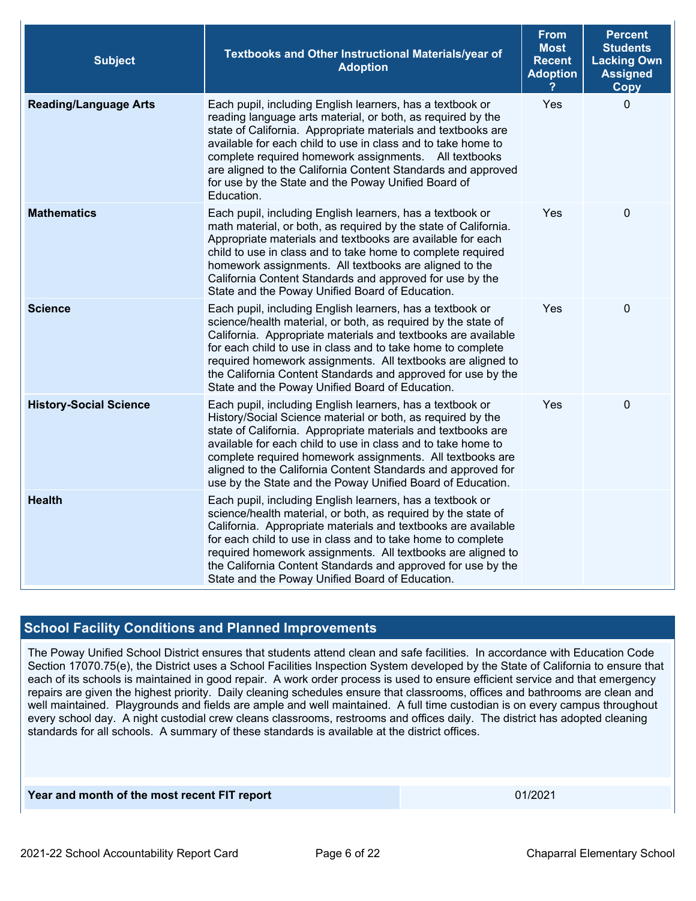| Subject | Textbooks and Other Instructional Materials/year of Adoption | From Most Recent Adoption ? | Percent Students Lacking Own Assigned Copy |
|---|---|---|---|
| **Reading/Language Arts** | Each pupil, including English learners, has a textbook or reading language arts material, or both, as required by the state of California. Appropriate materials and textbooks are available for each child to use in class and to take home to complete required homework assignments. All textbooks are aligned to the California Content Standards and approved for use by the State and the Poway Unified Board of Education. | Yes | 0 |
| **Mathematics** | Each pupil, including English learners, has a textbook or math material, or both, as required by the state of California. Appropriate materials and textbooks are available for each child to use in class and to take home to complete required homework assignments. All textbooks are aligned to the California Content Standards and approved for use by the State and the Poway Unified Board of Education. | Yes | 0 |
| **Science** | Each pupil, including English learners, has a textbook or science/health material, or both, as required by the state of California. Appropriate materials and textbooks are available for each child to use in class and to take home to complete required homework assignments. All textbooks are aligned to the California Content Standards and approved for use by the State and the Poway Unified Board of Education. | Yes | 0 |
| **History-Social Science** | Each pupil, including English learners, has a textbook or History/Social Science material or both, as required by the state of California. Appropriate materials and textbooks are available for each child to use in class and to take home to complete required homework assignments. All textbooks are aligned to the California Content Standards and approved for use by the State and the Poway Unified Board of Education. | Yes | 0 |
| **Health** | Each pupil, including English learners, has a textbook or science/health material, or both, as required by the state of California. Appropriate materials and textbooks are available for each child to use in class and to take home to complete required homework assignments. All textbooks are aligned to the California Content Standards and approved for use by the State and the Poway Unified Board of Education. | | |

## School Facility Conditions and Planned Improvements

The Poway Unified School District ensures that students attend clean and safe facilities. In accordance with Education Code Section 17070.75(e), the District uses a School Facilities Inspection System developed by the State of California to ensure that each of its schools is maintained in good repair. A work order process is used to ensure efficient service and that emergency repairs are given the highest priority. Daily cleaning schedules ensure that classrooms, offices and bathrooms are clean and well maintained. Playgrounds and fields are ample and well maintained. A full time custodian is on every campus throughout every school day. A night custodial crew cleans classrooms, restrooms and offices daily. The district has adopted cleaning standards for all schools. A summary of these standards is available at the district offices.

| Year and month of the most recent FIT report | 01/2021 |
|---|---|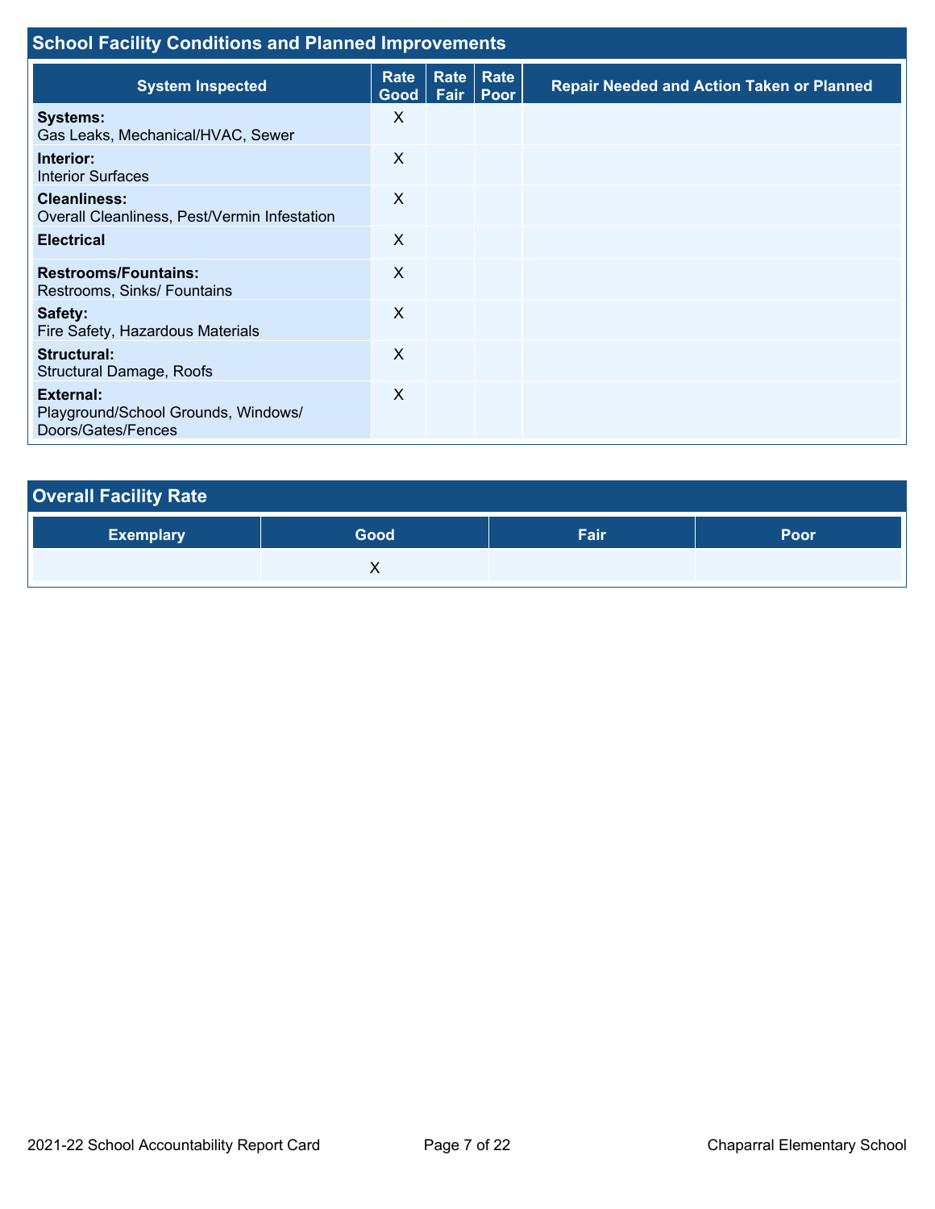## School Facility Conditions and Planned Improvements

| System Inspected | Rate Good | Rate Fair | Rate Poor | Repair Needed and Action Taken or Planned |
|---|---|---|---|---|
| **Systems:** Gas Leaks, Mechanical/HVAC, Sewer | X | | | |
| **Interior:** Interior Surfaces | X | | | |
| **Cleanliness:** Overall Cleanliness, Pest/Vermin Infestation | X | | | |
| **Electrical** | X | | | |
| **Restrooms/Fountains:** Restrooms, Sinks/ Fountains | X | | | |
| **Safety:** Fire Safety, Hazardous Materials | X | | | |
| **Structural:** Structural Damage, Roofs | X | | | |
| **External:** Playground/School Grounds, Windows/ Doors/Gates/Fences | X | | | |

## Overall Facility Rate

| Exemplary | Good | Fair | Poor |
|---|---|---|---|
| | X | | |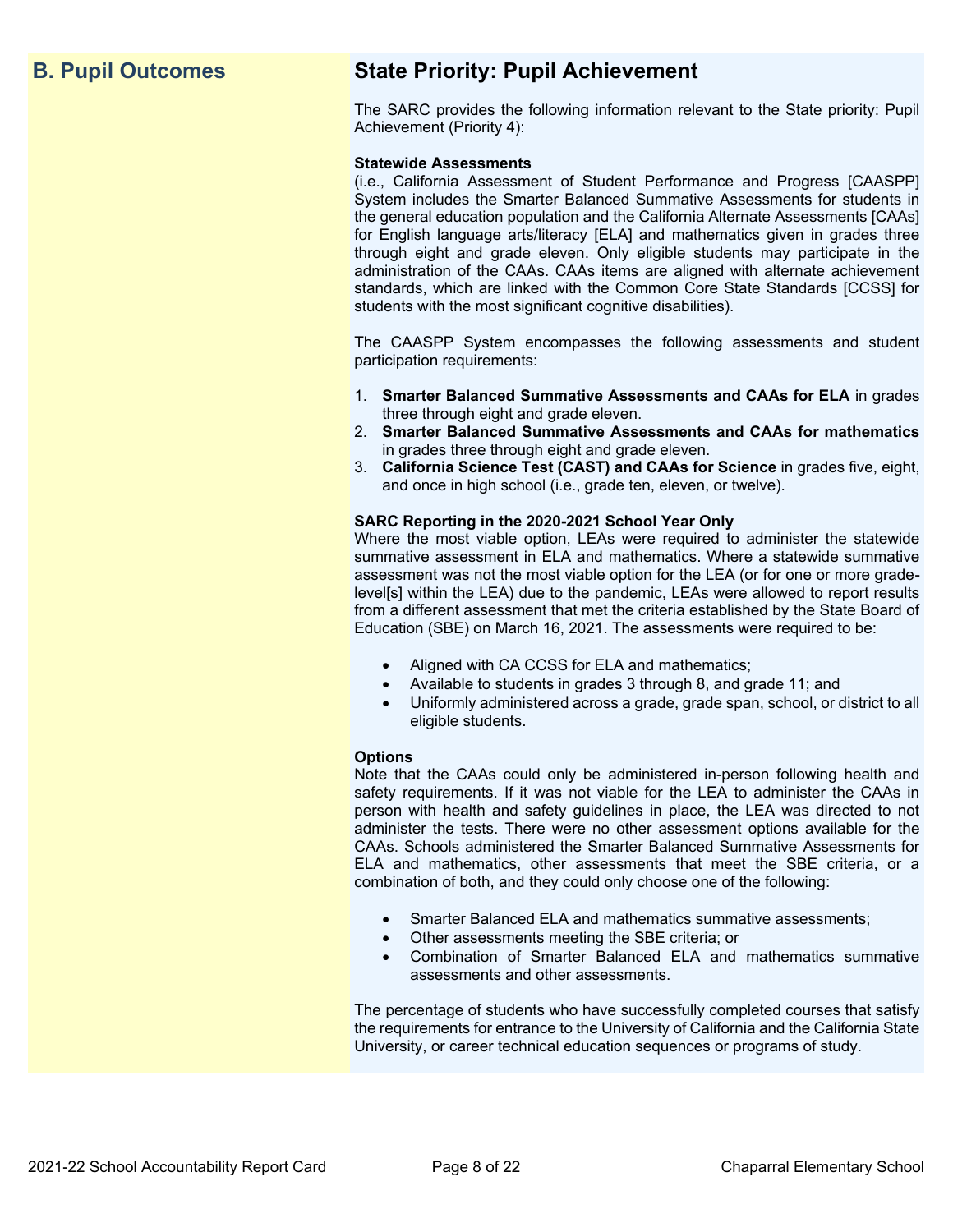## B. Pupil Outcomes

## State Priority: Pupil Achievement

The SARC provides the following information relevant to the State priority: Pupil Achievement (Priority 4):

**Statewide Assessments**
(i.e., California Assessment of Student Performance and Progress [CAASPP] System includes the Smarter Balanced Summative Assessments for students in the general education population and the California Alternate Assessments [CAAs] for English language arts/literacy [ELA] and mathematics given in grades three through eight and grade eleven. Only eligible students may participate in the administration of the CAAs. CAAs items are aligned with alternate achievement standards, which are linked with the Common Core State Standards [CCSS] for students with the most significant cognitive disabilities).

The CAASPP System encompasses the following assessments and student participation requirements:

1. **Smarter Balanced Summative Assessments and CAAs for ELA** in grades three through eight and grade eleven.
2. **Smarter Balanced Summative Assessments and CAAs for mathematics** in grades three through eight and grade eleven.
3. **California Science Test (CAST) and CAAs for Science** in grades five, eight, and once in high school (i.e., grade ten, eleven, or twelve).

**SARC Reporting in the 2020-2021 School Year Only**
Where the most viable option, LEAs were required to administer the statewide summative assessment in ELA and mathematics. Where a statewide summative assessment was not the most viable option for the LEA (or for one or more grade-level[s] within the LEA) due to the pandemic, LEAs were allowed to report results from a different assessment that met the criteria established by the State Board of Education (SBE) on March 16, 2021. The assessments were required to be:

- Aligned with CA CCSS for ELA and mathematics;
- Available to students in grades 3 through 8, and grade 11; and
- Uniformly administered across a grade, grade span, school, or district to all eligible students.

**Options**
Note that the CAAs could only be administered in-person following health and safety requirements. If it was not viable for the LEA to administer the CAAs in person with health and safety guidelines in place, the LEA was directed to not administer the tests. There were no other assessment options available for the CAAs. Schools administered the Smarter Balanced Summative Assessments for ELA and mathematics, other assessments that meet the SBE criteria, or a combination of both, and they could only choose one of the following:

- Smarter Balanced ELA and mathematics summative assessments;
- Other assessments meeting the SBE criteria; or
- Combination of Smarter Balanced ELA and mathematics summative assessments and other assessments.

The percentage of students who have successfully completed courses that satisfy the requirements for entrance to the University of California and the California State University, or career technical education sequences or programs of study.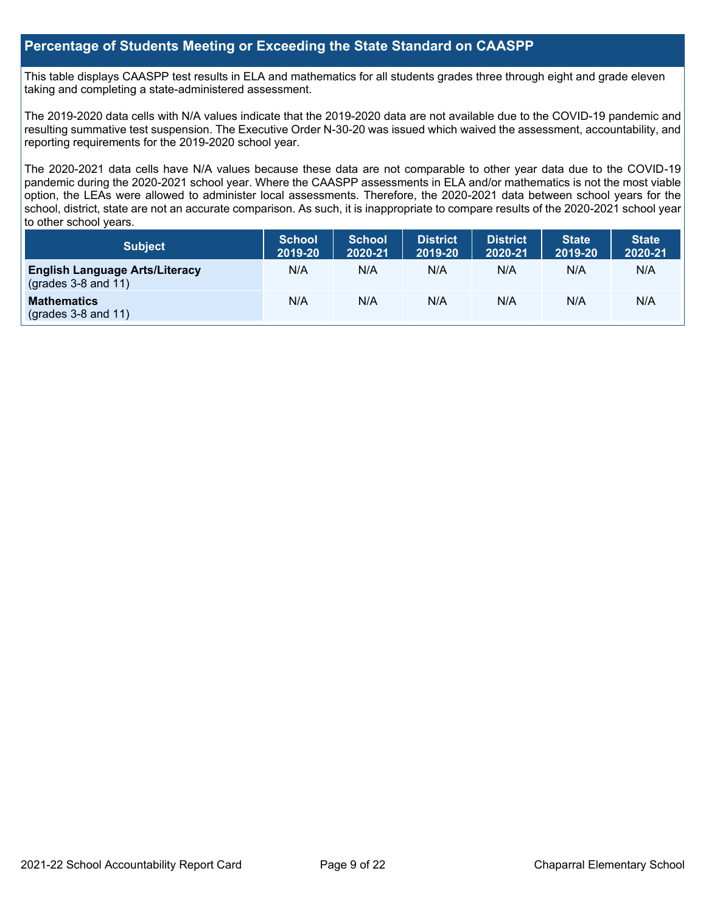## Percentage of Students Meeting or Exceeding the State Standard on CAASPP

This table displays CAASPP test results in ELA and mathematics for all students grades three through eight and grade eleven taking and completing a state-administered assessment.

The 2019-2020 data cells with N/A values indicate that the 2019-2020 data are not available due to the COVID-19 pandemic and resulting summative test suspension. The Executive Order N-30-20 was issued which waived the assessment, accountability, and reporting requirements for the 2019-2020 school year.

The 2020-2021 data cells have N/A values because these data are not comparable to other year data due to the COVID-19 pandemic during the 2020-2021 school year. Where the CAASPP assessments in ELA and/or mathematics is not the most viable option, the LEAs were allowed to administer local assessments. Therefore, the 2020-2021 data between school years for the school, district, state are not an accurate comparison. As such, it is inappropriate to compare results of the 2020-2021 school year to other school years.

| Subject | School 2019-20 | School 2020-21 | District 2019-20 | District 2020-21 | State 2019-20 | State 2020-21 |
|---|---|---|---|---|---|---|
| **English Language Arts/Literacy** (grades 3-8 and 11) | N/A | N/A | N/A | N/A | N/A | N/A |
| **Mathematics** (grades 3-8 and 11) | N/A | N/A | N/A | N/A | N/A | N/A |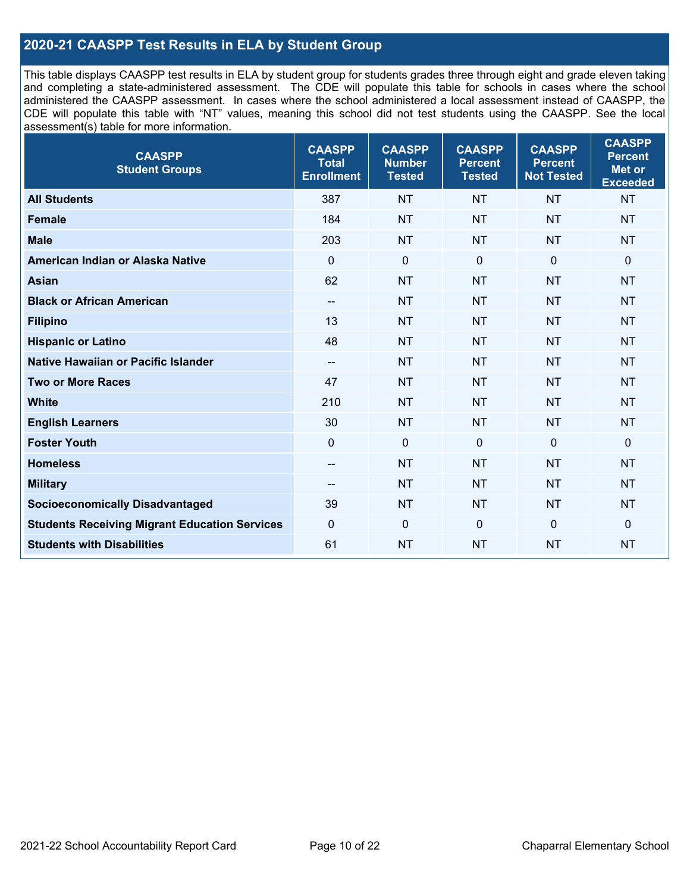## 2020-21 CAASPP Test Results in ELA by Student Group

This table displays CAASPP test results in ELA by student group for students grades three through eight and grade eleven taking and completing a state-administered assessment. The CDE will populate this table for schools in cases where the school administered the CAASPP assessment. In cases where the school administered a local assessment instead of CAASPP, the CDE will populate this table with "NT" values, meaning this school did not test students using the CAASPP. See the local assessment(s) table for more information.

| CAASPP Student Groups | CAASPP Total Enrollment | CAASPP Number Tested | CAASPP Percent Tested | CAASPP Percent Not Tested | CAASPP Percent Met or Exceeded |
|---|---|---|---|---|---|
| **All Students** | 387 | NT | NT | NT | NT |
| **Female** | 184 | NT | NT | NT | NT |
| **Male** | 203 | NT | NT | NT | NT |
| **American Indian or Alaska Native** | 0 | 0 | 0 | 0 | 0 |
| **Asian** | 62 | NT | NT | NT | NT |
| **Black or African American** | -- | NT | NT | NT | NT |
| **Filipino** | 13 | NT | NT | NT | NT |
| **Hispanic or Latino** | 48 | NT | NT | NT | NT |
| **Native Hawaiian or Pacific Islander** | -- | NT | NT | NT | NT |
| **Two or More Races** | 47 | NT | NT | NT | NT |
| **White** | 210 | NT | NT | NT | NT |
| **English Learners** | 30 | NT | NT | NT | NT |
| **Foster Youth** | 0 | 0 | 0 | 0 | 0 |
| **Homeless** | -- | NT | NT | NT | NT |
| **Military** | -- | NT | NT | NT | NT |
| **Socioeconomically Disadvantaged** | 39 | NT | NT | NT | NT |
| **Students Receiving Migrant Education Services** | 0 | 0 | 0 | 0 | 0 |
| **Students with Disabilities** | 61 | NT | NT | NT | NT |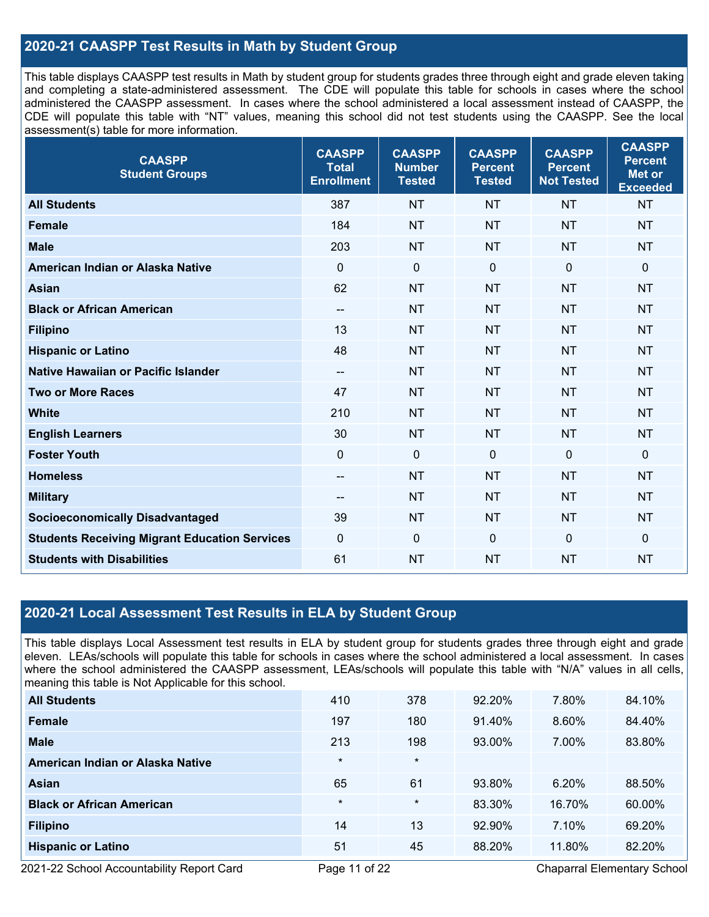## 2020-21 CAASPP Test Results in Math by Student Group

This table displays CAASPP test results in Math by student group for students grades three through eight and grade eleven taking and completing a state-administered assessment. The CDE will populate this table for schools in cases where the school administered the CAASPP assessment. In cases where the school administered a local assessment instead of CAASPP, the CDE will populate this table with "NT" values, meaning this school did not test students using the CAASPP. See the local assessment(s) table for more information.

| CAASPP Student Groups | CAASPP Total Enrollment | CAASPP Number Tested | CAASPP Percent Tested | CAASPP Percent Not Tested | CAASPP Percent Met or Exceeded |
|---|---|---|---|---|---|
| **All Students** | 387 | NT | NT | NT | NT |
| **Female** | 184 | NT | NT | NT | NT |
| **Male** | 203 | NT | NT | NT | NT |
| **American Indian or Alaska Native** | 0 | 0 | 0 | 0 | 0 |
| **Asian** | 62 | NT | NT | NT | NT |
| **Black or African American** | -- | NT | NT | NT | NT |
| **Filipino** | 13 | NT | NT | NT | NT |
| **Hispanic or Latino** | 48 | NT | NT | NT | NT |
| **Native Hawaiian or Pacific Islander** | -- | NT | NT | NT | NT |
| **Two or More Races** | 47 | NT | NT | NT | NT |
| **White** | 210 | NT | NT | NT | NT |
| **English Learners** | 30 | NT | NT | NT | NT |
| **Foster Youth** | 0 | 0 | 0 | 0 | 0 |
| **Homeless** | -- | NT | NT | NT | NT |
| **Military** | -- | NT | NT | NT | NT |
| **Socioeconomically Disadvantaged** | 39 | NT | NT | NT | NT |
| **Students Receiving Migrant Education Services** | 0 | 0 | 0 | 0 | 0 |
| **Students with Disabilities** | 61 | NT | NT | NT | NT |

## 2020-21 Local Assessment Test Results in ELA by Student Group

This table displays Local Assessment test results in ELA by student group for students grades three through eight and grade eleven. LEAs/schools will populate this table for schools in cases where the school administered a local assessment. In cases where the school administered the CAASPP assessment, LEAs/schools will populate this table with "N/A" values in all cells, meaning this table is Not Applicable for this school.

| Student Groups | Total Enrollment | Number Tested | Percent Tested | Percent Not Tested | Percent Met or Exceeded |
|---|---|---|---|---|---|
| **All Students** | 410 | 378 | 92.20% | 7.80% | 84.10% |
| **Female** | 197 | 180 | 91.40% | 8.60% | 84.40% |
| **Male** | 213 | 198 | 93.00% | 7.00% | 83.80% |
| **American Indian or Alaska Native** | * | * | | | |
| **Asian** | 65 | 61 | 93.80% | 6.20% | 88.50% |
| **Black or African American** | * | * | 83.30% | 16.70% | 60.00% |
| **Filipino** | 14 | 13 | 92.90% | 7.10% | 69.20% |
| **Hispanic or Latino** | 51 | 45 | 88.20% | 11.80% | 82.20% |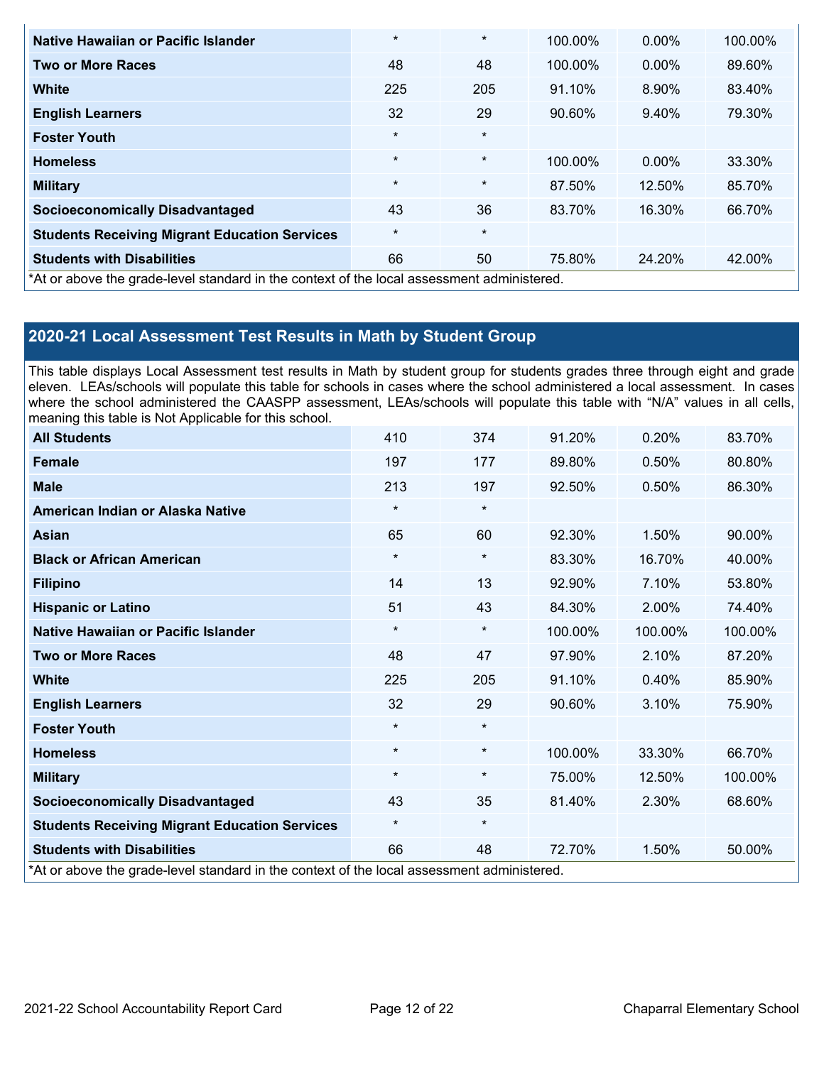| | | | | | |
|---|---|---|---|---|---|
| **Native Hawaiian or Pacific Islander** | * | * | 100.00% | 0.00% | 100.00% |
| **Two or More Races** | 48 | 48 | 100.00% | 0.00% | 89.60% |
| **White** | 225 | 205 | 91.10% | 8.90% | 83.40% |
| **English Learners** | 32 | 29 | 90.60% | 9.40% | 79.30% |
| **Foster Youth** | * | * | | | |
| **Homeless** | * | * | 100.00% | 0.00% | 33.30% |
| **Military** | * | * | 87.50% | 12.50% | 85.70% |
| **Socioeconomically Disadvantaged** | 43 | 36 | 83.70% | 16.30% | 66.70% |
| **Students Receiving Migrant Education Services** | * | * | | | |
| **Students with Disabilities** | 66 | 50 | 75.80% | 24.20% | 42.00% |

*At or above the grade-level standard in the context of the local assessment administered.

## 2020-21 Local Assessment Test Results in Math by Student Group

This table displays Local Assessment test results in Math by student group for students grades three through eight and grade eleven. LEAs/schools will populate this table for schools in cases where the school administered a local assessment. In cases where the school administered the CAASPP assessment, LEAs/schools will populate this table with "N/A" values in all cells, meaning this table is Not Applicable for this school.

| | | | | | |
|---|---|---|---|---|---|
| **All Students** | 410 | 374 | 91.20% | 0.20% | 83.70% |
| **Female** | 197 | 177 | 89.80% | 0.50% | 80.80% |
| **Male** | 213 | 197 | 92.50% | 0.50% | 86.30% |
| **American Indian or Alaska Native** | * | * | | | |
| **Asian** | 65 | 60 | 92.30% | 1.50% | 90.00% |
| **Black or African American** | * | * | 83.30% | 16.70% | 40.00% |
| **Filipino** | 14 | 13 | 92.90% | 7.10% | 53.80% |
| **Hispanic or Latino** | 51 | 43 | 84.30% | 2.00% | 74.40% |
| **Native Hawaiian or Pacific Islander** | * | * | 100.00% | 100.00% | 100.00% |
| **Two or More Races** | 48 | 47 | 97.90% | 2.10% | 87.20% |
| **White** | 225 | 205 | 91.10% | 0.40% | 85.90% |
| **English Learners** | 32 | 29 | 90.60% | 3.10% | 75.90% |
| **Foster Youth** | * | * | | | |
| **Homeless** | * | * | 100.00% | 33.30% | 66.70% |
| **Military** | * | * | 75.00% | 12.50% | 100.00% |
| **Socioeconomically Disadvantaged** | 43 | 35 | 81.40% | 2.30% | 68.60% |
| **Students Receiving Migrant Education Services** | * | * | | | |
| **Students with Disabilities** | 66 | 48 | 72.70% | 1.50% | 50.00% |

*At or above the grade-level standard in the context of the local assessment administered.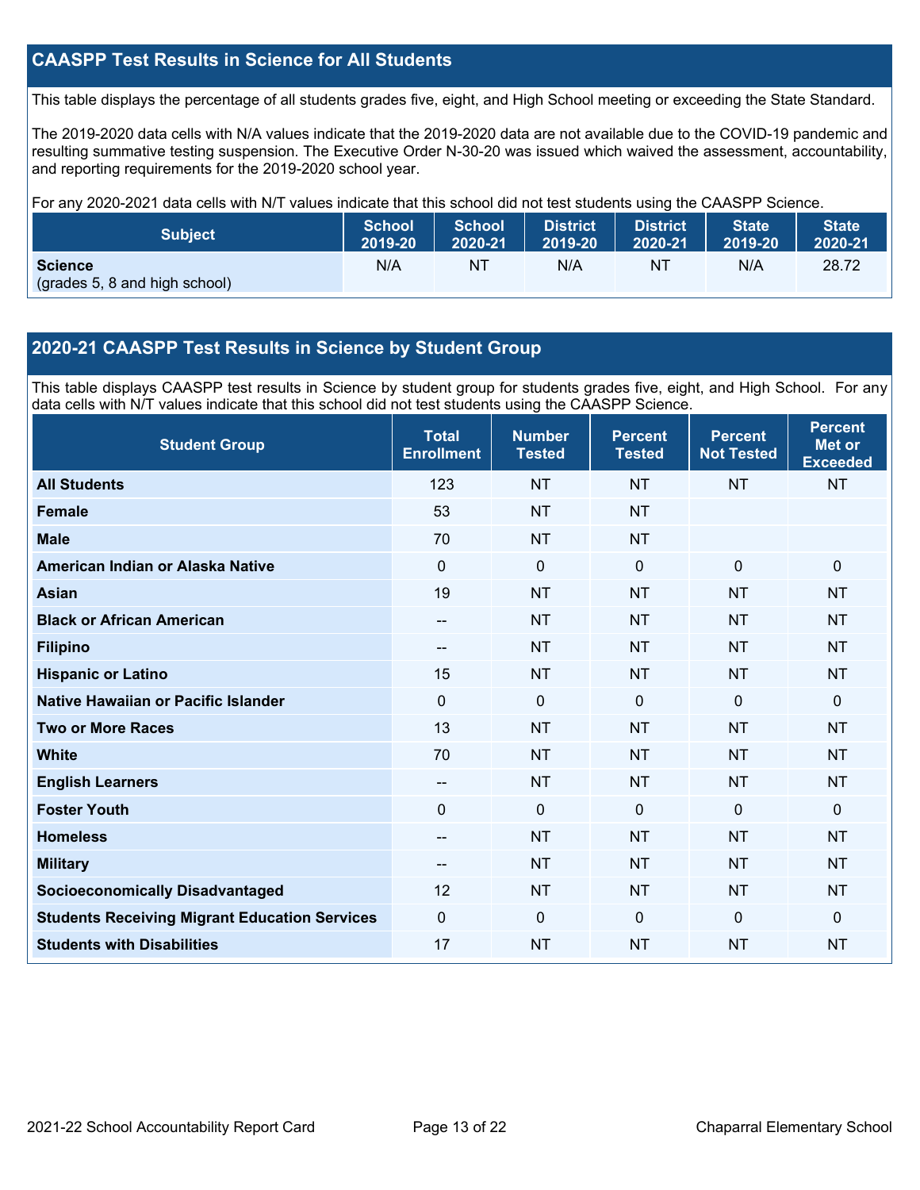## CAASPP Test Results in Science for All Students

This table displays the percentage of all students grades five, eight, and High School meeting or exceeding the State Standard.

The 2019-2020 data cells with N/A values indicate that the 2019-2020 data are not available due to the COVID-19 pandemic and resulting summative testing suspension. The Executive Order N-30-20 was issued which waived the assessment, accountability, and reporting requirements for the 2019-2020 school year.

For any 2020-2021 data cells with N/T values indicate that this school did not test students using the CAASPP Science.

| Subject | School 2019-20 | School 2020-21 | District 2019-20 | District 2020-21 | State 2019-20 | State 2020-21 |
|---|---|---|---|---|---|---|
| **Science** (grades 5, 8 and high school) | N/A | NT | N/A | NT | N/A | 28.72 |

## 2020-21 CAASPP Test Results in Science by Student Group

This table displays CAASPP test results in Science by student group for students grades five, eight, and High School. For any data cells with N/T values indicate that this school did not test students using the CAASPP Science.

| Student Group | Total Enrollment | Number Tested | Percent Tested | Percent Not Tested | Percent Met or Exceeded |
|---|---|---|---|---|---|
| **All Students** | 123 | NT | NT | NT | NT |
| **Female** | 53 | NT | NT | | |
| **Male** | 70 | NT | NT | | |
| **American Indian or Alaska Native** | 0 | 0 | 0 | 0 | 0 |
| **Asian** | 19 | NT | NT | NT | NT |
| **Black or African American** | -- | NT | NT | NT | NT |
| **Filipino** | -- | NT | NT | NT | NT |
| **Hispanic or Latino** | 15 | NT | NT | NT | NT |
| **Native Hawaiian or Pacific Islander** | 0 | 0 | 0 | 0 | 0 |
| **Two or More Races** | 13 | NT | NT | NT | NT |
| **White** | 70 | NT | NT | NT | NT |
| **English Learners** | -- | NT | NT | NT | NT |
| **Foster Youth** | 0 | 0 | 0 | 0 | 0 |
| **Homeless** | -- | NT | NT | NT | NT |
| **Military** | -- | NT | NT | NT | NT |
| **Socioeconomically Disadvantaged** | 12 | NT | NT | NT | NT |
| **Students Receiving Migrant Education Services** | 0 | 0 | 0 | 0 | 0 |
| **Students with Disabilities** | 17 | NT | NT | NT | NT |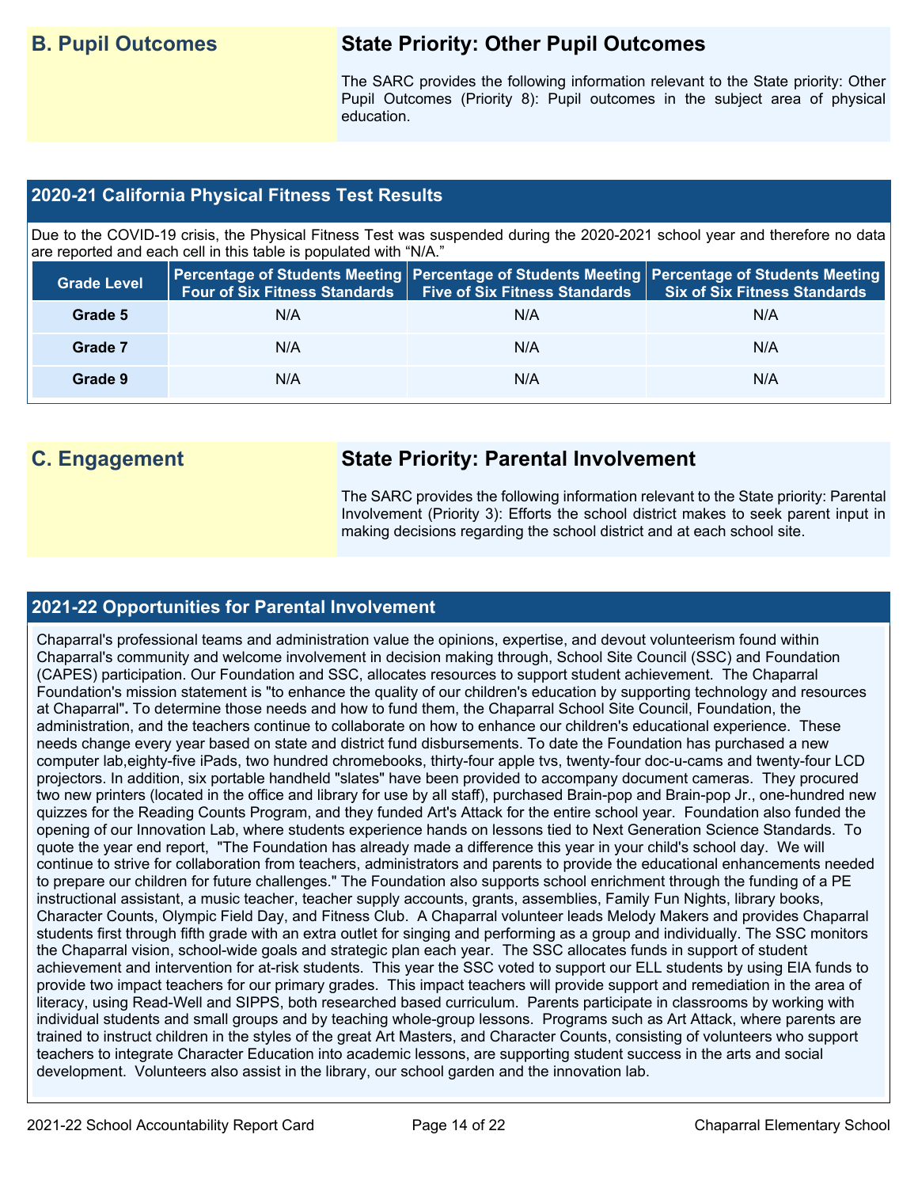## B. Pupil Outcomes

### State Priority: Other Pupil Outcomes

The SARC provides the following information relevant to the State priority: Other Pupil Outcomes (Priority 8): Pupil outcomes in the subject area of physical education.

### 2020-21 California Physical Fitness Test Results

Due to the COVID-19 crisis, the Physical Fitness Test was suspended during the 2020-2021 school year and therefore no data are reported and each cell in this table is populated with "N/A."

| Grade Level | Percentage of Students Meeting Four of Six Fitness Standards | Percentage of Students Meeting Five of Six Fitness Standards | Percentage of Students Meeting Six of Six Fitness Standards |
|---|---|---|---|
| Grade 5 | N/A | N/A | N/A |
| Grade 7 | N/A | N/A | N/A |
| Grade 9 | N/A | N/A | N/A |

## C. Engagement

### State Priority: Parental Involvement

The SARC provides the following information relevant to the State priority: Parental Involvement (Priority 3): Efforts the school district makes to seek parent input in making decisions regarding the school district and at each school site.

### 2021-22 Opportunities for Parental Involvement

Chaparral's professional teams and administration value the opinions, expertise, and devout volunteerism found within Chaparral's community and welcome involvement in decision making through, School Site Council (SSC) and Foundation (CAPES) participation. Our Foundation and SSC, allocates resources to support student achievement. The Chaparral Foundation's mission statement is "to enhance the quality of our children's education by supporting technology and resources at Chaparral"**.** To determine those needs and how to fund them, the Chaparral School Site Council, Foundation, the administration, and the teachers continue to collaborate on how to enhance our children's educational experience. These needs change every year based on state and district fund disbursements. To date the Foundation has purchased a new computer lab,eighty-five iPads, two hundred chromebooks, thirty-four apple tvs, twenty-four doc-u-cams and twenty-four LCD projectors. In addition, six portable handheld "slates" have been provided to accompany document cameras. They procured two new printers (located in the office and library for use by all staff), purchased Brain-pop and Brain-pop Jr., one-hundred new quizzes for the Reading Counts Program, and they funded Art's Attack for the entire school year. Foundation also funded the opening of our Innovation Lab, where students experience hands on lessons tied to Next Generation Science Standards. To quote the year end report, "The Foundation has already made a difference this year in your child's school day. We will continue to strive for collaboration from teachers, administrators and parents to provide the educational enhancements needed to prepare our children for future challenges." The Foundation also supports school enrichment through the funding of a PE instructional assistant, a music teacher, teacher supply accounts, grants, assemblies, Family Fun Nights, library books, Character Counts, Olympic Field Day, and Fitness Club. A Chaparral volunteer leads Melody Makers and provides Chaparral students first through fifth grade with an extra outlet for singing and performing as a group and individually. The SSC monitors the Chaparral vision, school-wide goals and strategic plan each year. The SSC allocates funds in support of student achievement and intervention for at-risk students. This year the SSC voted to support our ELL students by using EIA funds to provide two impact teachers for our primary grades. This impact teachers will provide support and remediation in the area of literacy, using Read-Well and SIPPS, both researched based curriculum. Parents participate in classrooms by working with individual students and small groups and by teaching whole-group lessons. Programs such as Art Attack, where parents are trained to instruct children in the styles of the great Art Masters, and Character Counts, consisting of volunteers who support teachers to integrate Character Education into academic lessons, are supporting student success in the arts and social development. Volunteers also assist in the library, our school garden and the innovation lab.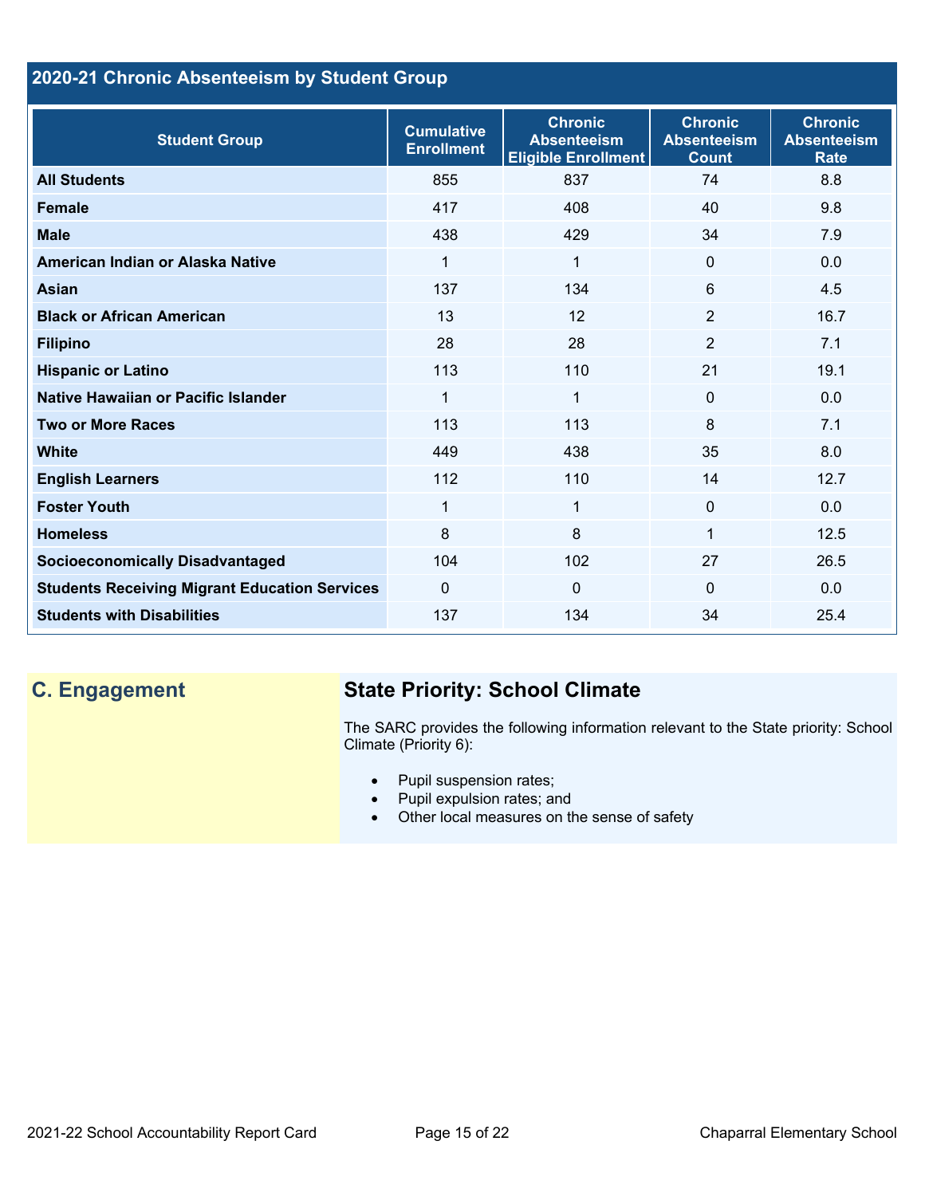## 2020-21 Chronic Absenteeism by Student Group

| Student Group | Cumulative Enrollment | Chronic Absenteeism Eligible Enrollment | Chronic Absenteeism Count | Chronic Absenteeism Rate |
|---|---|---|---|---|
| **All Students** | 855 | 837 | 74 | 8.8 |
| **Female** | 417 | 408 | 40 | 9.8 |
| **Male** | 438 | 429 | 34 | 7.9 |
| **American Indian or Alaska Native** | 1 | 1 | 0 | 0.0 |
| **Asian** | 137 | 134 | 6 | 4.5 |
| **Black or African American** | 13 | 12 | 2 | 16.7 |
| **Filipino** | 28 | 28 | 2 | 7.1 |
| **Hispanic or Latino** | 113 | 110 | 21 | 19.1 |
| **Native Hawaiian or Pacific Islander** | 1 | 1 | 0 | 0.0 |
| **Two or More Races** | 113 | 113 | 8 | 7.1 |
| **White** | 449 | 438 | 35 | 8.0 |
| **English Learners** | 112 | 110 | 14 | 12.7 |
| **Foster Youth** | 1 | 1 | 0 | 0.0 |
| **Homeless** | 8 | 8 | 1 | 12.5 |
| **Socioeconomically Disadvantaged** | 104 | 102 | 27 | 26.5 |
| **Students Receiving Migrant Education Services** | 0 | 0 | 0 | 0.0 |
| **Students with Disabilities** | 137 | 134 | 34 | 25.4 |

## C. Engagement

### State Priority: School Climate

The SARC provides the following information relevant to the State priority: School Climate (Priority 6):

- Pupil suspension rates;
- Pupil expulsion rates; and
- Other local measures on the sense of safety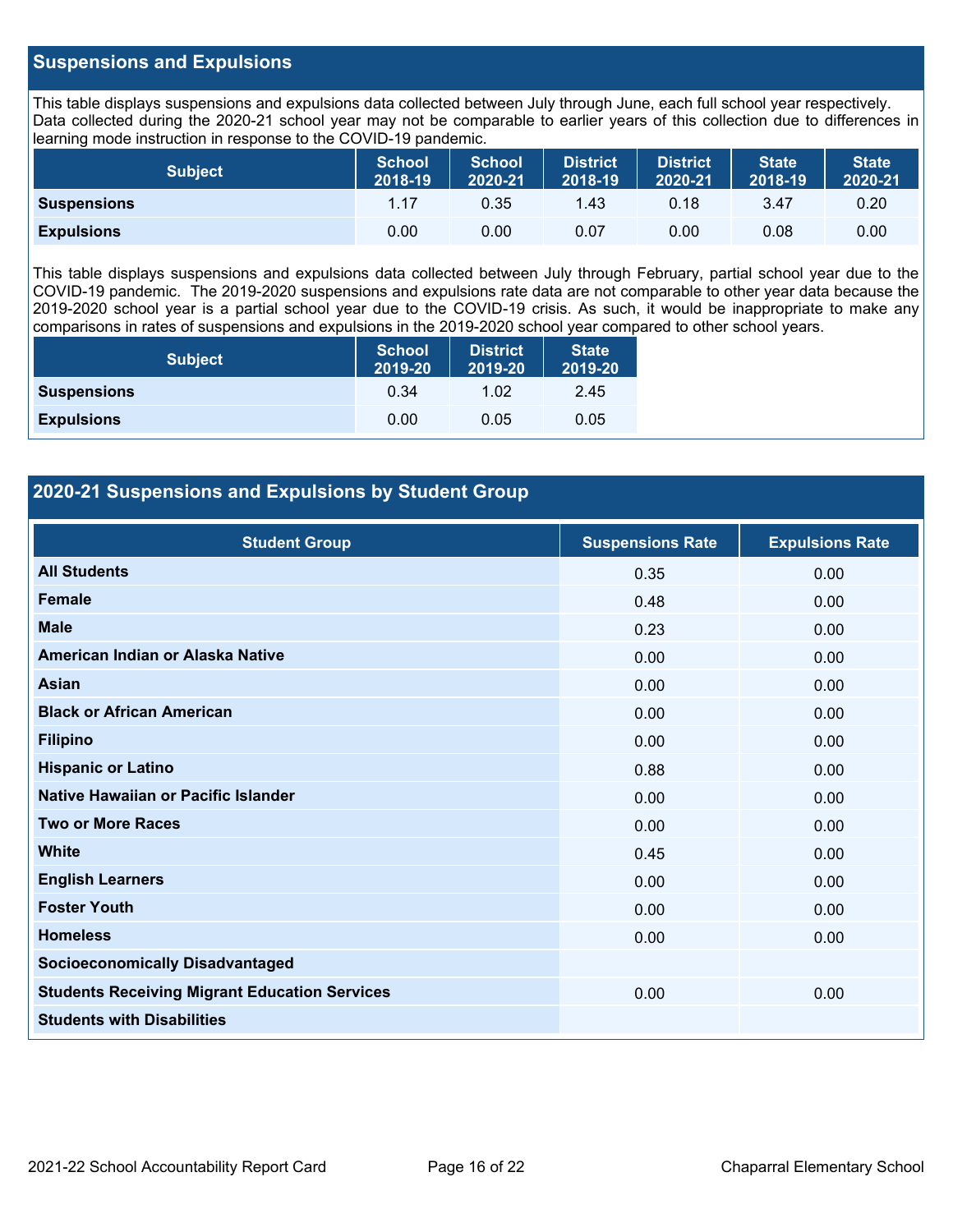## Suspensions and Expulsions

This table displays suspensions and expulsions data collected between July through June, each full school year respectively. Data collected during the 2020-21 school year may not be comparable to earlier years of this collection due to differences in learning mode instruction in response to the COVID-19 pandemic.

| Subject | School 2018-19 | School 2020-21 | District 2018-19 | District 2020-21 | State 2018-19 | State 2020-21 |
|---|---|---|---|---|---|---|
| **Suspensions** | 1.17 | 0.35 | 1.43 | 0.18 | 3.47 | 0.20 |
| **Expulsions** | 0.00 | 0.00 | 0.07 | 0.00 | 0.08 | 0.00 |

This table displays suspensions and expulsions data collected between July through February, partial school year due to the COVID-19 pandemic. The 2019-2020 suspensions and expulsions rate data are not comparable to other year data because the 2019-2020 school year is a partial school year due to the COVID-19 crisis. As such, it would be inappropriate to make any comparisons in rates of suspensions and expulsions in the 2019-2020 school year compared to other school years.

| Subject | School 2019-20 | District 2019-20 | State 2019-20 |
|---|---|---|---|
| **Suspensions** | 0.34 | 1.02 | 2.45 |
| **Expulsions** | 0.00 | 0.05 | 0.05 |

## 2020-21 Suspensions and Expulsions by Student Group

| Student Group | Suspensions Rate | Expulsions Rate |
|---|---|---|
| **All Students** | 0.35 | 0.00 |
| **Female** | 0.48 | 0.00 |
| **Male** | 0.23 | 0.00 |
| **American Indian or Alaska Native** | 0.00 | 0.00 |
| **Asian** | 0.00 | 0.00 |
| **Black or African American** | 0.00 | 0.00 |
| **Filipino** | 0.00 | 0.00 |
| **Hispanic or Latino** | 0.88 | 0.00 |
| **Native Hawaiian or Pacific Islander** | 0.00 | 0.00 |
| **Two or More Races** | 0.00 | 0.00 |
| **White** | 0.45 | 0.00 |
| **English Learners** | 0.00 | 0.00 |
| **Foster Youth** | 0.00 | 0.00 |
| **Homeless** | 0.00 | 0.00 |
| **Socioeconomically Disadvantaged** | | |
| **Students Receiving Migrant Education Services** | 0.00 | 0.00 |
| **Students with Disabilities** | | |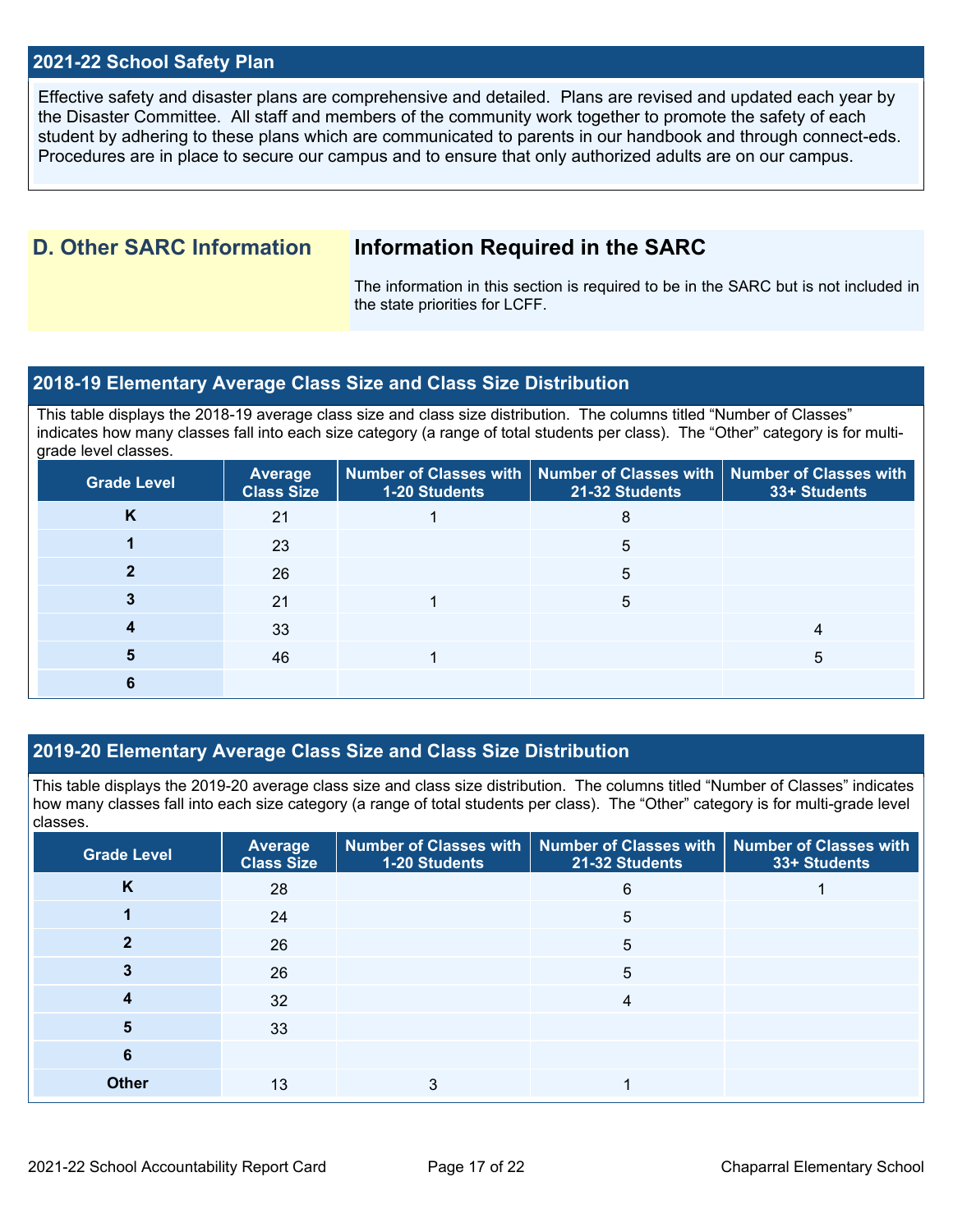## 2021-22 School Safety Plan

Effective safety and disaster plans are comprehensive and detailed. Plans are revised and updated each year by the Disaster Committee. All staff and members of the community work together to promote the safety of each student by adhering to these plans which are communicated to parents in our handbook and through connect-eds. Procedures are in place to secure our campus and to ensure that only authorized adults are on our campus.

# D. Other SARC Information

## Information Required in the SARC

The information in this section is required to be in the SARC but is not included in the state priorities for LCFF.

## 2018-19 Elementary Average Class Size and Class Size Distribution

This table displays the 2018-19 average class size and class size distribution. The columns titled "Number of Classes" indicates how many classes fall into each size category (a range of total students per class). The "Other" category is for multi-grade level classes.

| Grade Level | Average Class Size | Number of Classes with 1-20 Students | Number of Classes with 21-32 Students | Number of Classes with 33+ Students |
|---|---|---|---|---|
| K | 21 | 1 | 8 | |
| 1 | 23 | | 5 | |
| 2 | 26 | | 5 | |
| 3 | 21 | 1 | 5 | |
| 4 | 33 | | | 4 |
| 5 | 46 | 1 | | 5 |
| 6 | | | | |

## 2019-20 Elementary Average Class Size and Class Size Distribution

This table displays the 2019-20 average class size and class size distribution. The columns titled "Number of Classes" indicates how many classes fall into each size category (a range of total students per class). The "Other" category is for multi-grade level classes.

| Grade Level | Average Class Size | Number of Classes with 1-20 Students | Number of Classes with 21-32 Students | Number of Classes with 33+ Students |
|---|---|---|---|---|
| K | 28 | | 6 | 1 |
| 1 | 24 | | 5 | |
| 2 | 26 | | 5 | |
| 3 | 26 | | 5 | |
| 4 | 32 | | 4 | |
| 5 | 33 | | | |
| 6 | | | | |
| Other | 13 | 3 | 1 | |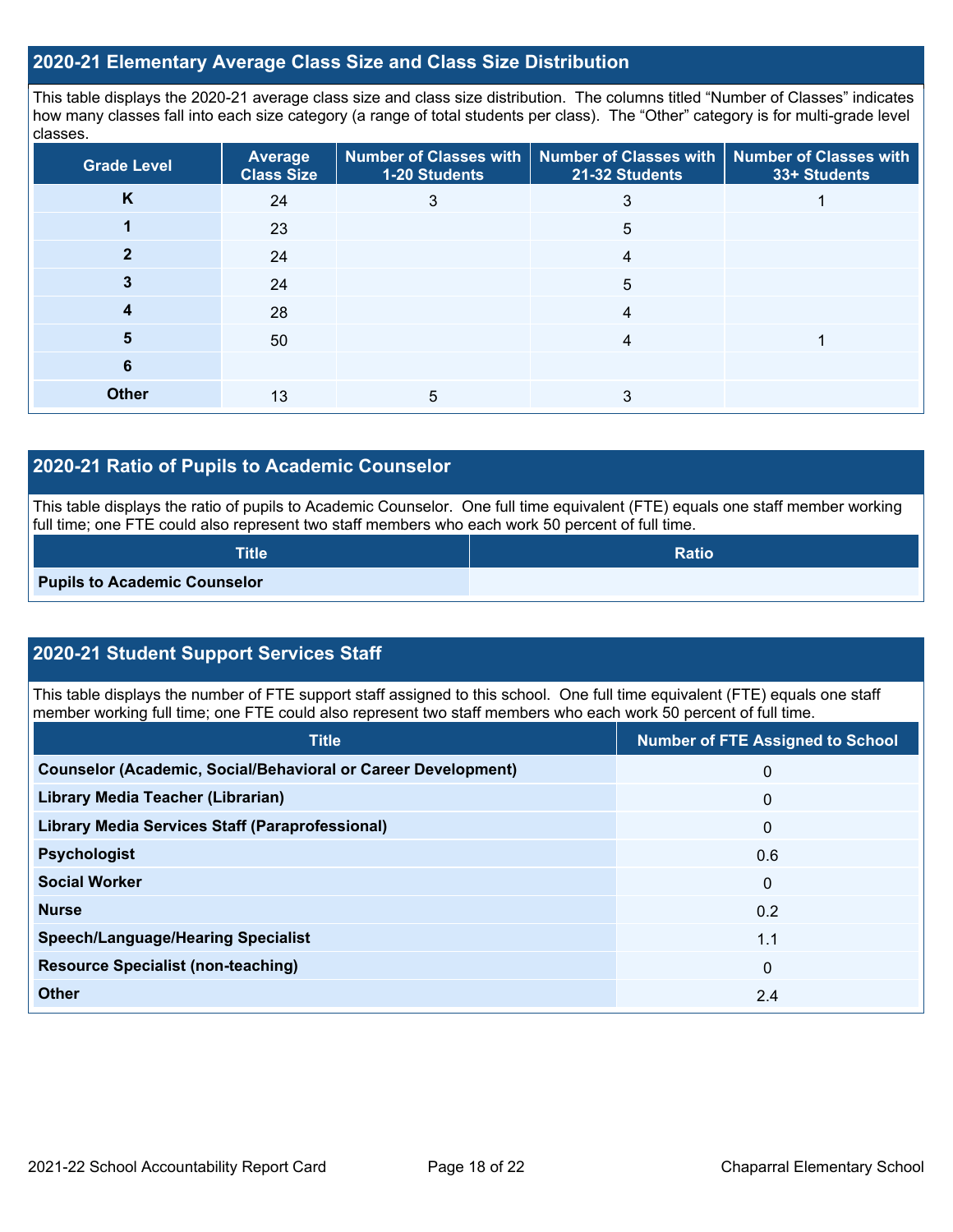## 2020-21 Elementary Average Class Size and Class Size Distribution

This table displays the 2020-21 average class size and class size distribution. The columns titled "Number of Classes" indicates how many classes fall into each size category (a range of total students per class). The "Other" category is for multi-grade level classes.

| Grade Level | Average Class Size | Number of Classes with 1-20 Students | Number of Classes with 21-32 Students | Number of Classes with 33+ Students |
|---|---|---|---|---|
| **K** | 24 | 3 | 3 | 1 |
| **1** | 23 | | 5 | |
| **2** | 24 | | 4 | |
| **3** | 24 | | 5 | |
| **4** | 28 | | 4 | |
| **5** | 50 | | 4 | 1 |
| **6** | | | | |
| **Other** | 13 | 5 | 3 | |

## 2020-21 Ratio of Pupils to Academic Counselor

This table displays the ratio of pupils to Academic Counselor. One full time equivalent (FTE) equals one staff member working full time; one FTE could also represent two staff members who each work 50 percent of full time.

| Title | Ratio |
|---|---|
| **Pupils to Academic Counselor** | |

## 2020-21 Student Support Services Staff

This table displays the number of FTE support staff assigned to this school. One full time equivalent (FTE) equals one staff member working full time; one FTE could also represent two staff members who each work 50 percent of full time.

| Title | Number of FTE Assigned to School |
|---|---|
| **Counselor (Academic, Social/Behavioral or Career Development)** | 0 |
| **Library Media Teacher (Librarian)** | 0 |
| **Library Media Services Staff (Paraprofessional)** | 0 |
| **Psychologist** | 0.6 |
| **Social Worker** | 0 |
| **Nurse** | 0.2 |
| **Speech/Language/Hearing Specialist** | 1.1 |
| **Resource Specialist (non-teaching)** | 0 |
| **Other** | 2.4 |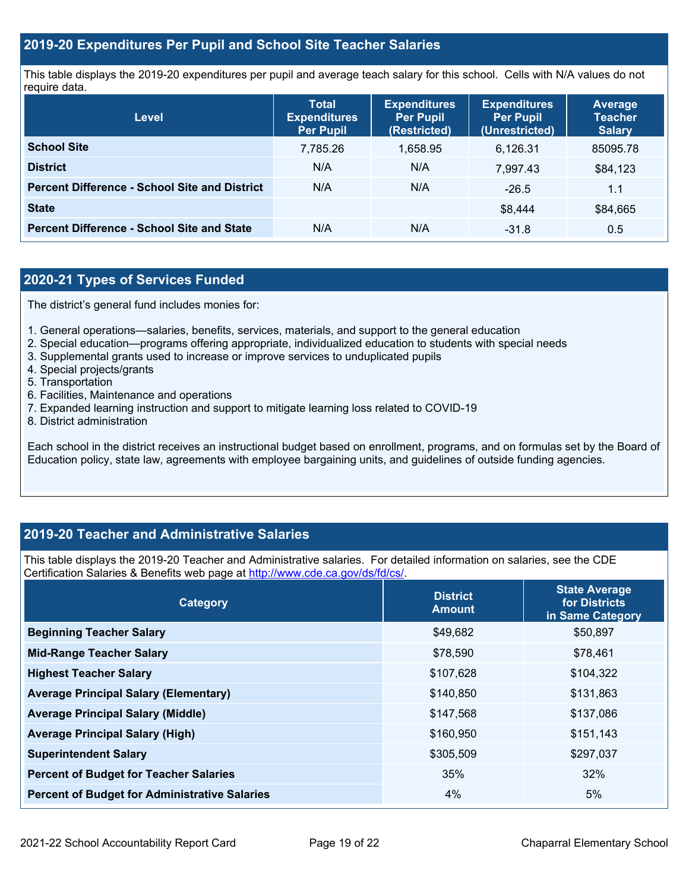## 2019-20 Expenditures Per Pupil and School Site Teacher Salaries

This table displays the 2019-20 expenditures per pupil and average teach salary for this school. Cells with N/A values do not require data.

| Level | Total Expenditures Per Pupil | Expenditures Per Pupil (Restricted) | Expenditures Per Pupil (Unrestricted) | Average Teacher Salary |
|---|---|---|---|---|
| **School Site** | 7,785.26 | 1,658.95 | 6,126.31 | 85095.78 |
| **District** | N/A | N/A | 7,997.43 | $84,123 |
| **Percent Difference - School Site and District** | N/A | N/A | -26.5 | 1.1 |
| **State** | | | $8,444 | $84,665 |
| **Percent Difference - School Site and State** | N/A | N/A | -31.8 | 0.5 |

## 2020-21 Types of Services Funded

The district's general fund includes monies for:

1. General operations—salaries, benefits, services, materials, and support to the general education
2. Special education—programs offering appropriate, individualized education to students with special needs
3. Supplemental grants used to increase or improve services to unduplicated pupils
4. Special projects/grants
5. Transportation
6. Facilities, Maintenance and operations
7. Expanded learning instruction and support to mitigate learning loss related to COVID-19
8. District administration

Each school in the district receives an instructional budget based on enrollment, programs, and on formulas set by the Board of Education policy, state law, agreements with employee bargaining units, and guidelines of outside funding agencies.

## 2019-20 Teacher and Administrative Salaries

This table displays the 2019-20 Teacher and Administrative salaries. For detailed information on salaries, see the CDE Certification Salaries & Benefits web page at http://www.cde.ca.gov/ds/fd/cs/.

| Category | District Amount | State Average for Districts in Same Category |
|---|---|---|
| **Beginning Teacher Salary** | $49,682 | $50,897 |
| **Mid-Range Teacher Salary** | $78,590 | $78,461 |
| **Highest Teacher Salary** | $107,628 | $104,322 |
| **Average Principal Salary (Elementary)** | $140,850 | $131,863 |
| **Average Principal Salary (Middle)** | $147,568 | $137,086 |
| **Average Principal Salary (High)** | $160,950 | $151,143 |
| **Superintendent Salary** | $305,509 | $297,037 |
| **Percent of Budget for Teacher Salaries** | 35% | 32% |
| **Percent of Budget for Administrative Salaries** | 4% | 5% |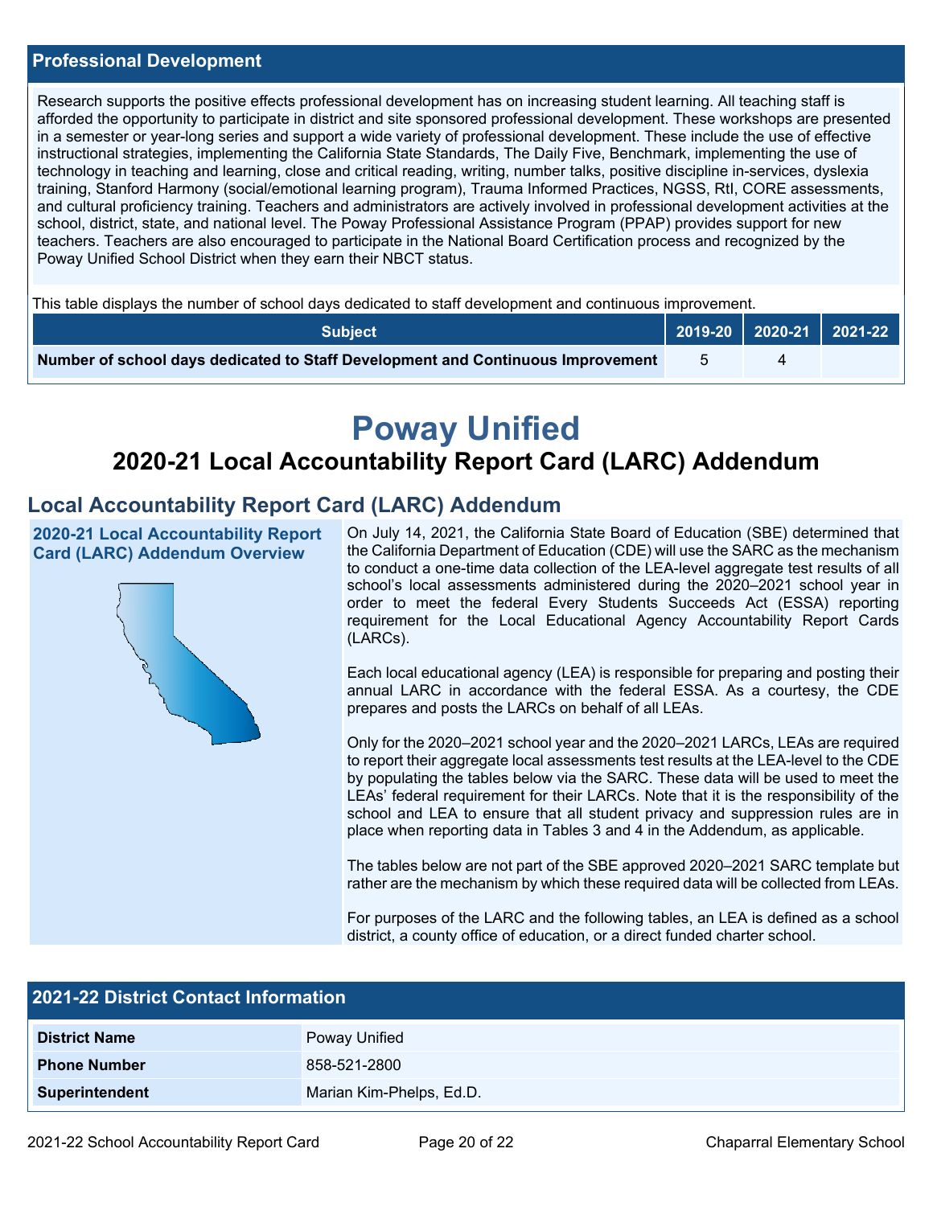## Professional Development

Research supports the positive effects professional development has on increasing student learning. All teaching staff is afforded the opportunity to participate in district and site sponsored professional development. These workshops are presented in a semester or year-long series and support a wide variety of professional development. These include the use of effective instructional strategies, implementing the California State Standards, The Daily Five, Benchmark, implementing the use of technology in teaching and learning, close and critical reading, writing, number talks, positive discipline in-services, dyslexia training, Stanford Harmony (social/emotional learning program), Trauma Informed Practices, NGSS, RtI, CORE assessments, and cultural proficiency training. Teachers and administrators are actively involved in professional development activities at the school, district, state, and national level. The Poway Professional Assistance Program (PPAP) provides support for new teachers. Teachers are also encouraged to participate in the National Board Certification process and recognized by the Poway Unified School District when they earn their NBCT status.

This table displays the number of school days dedicated to staff development and continuous improvement.

| Subject | 2019-20 | 2020-21 | 2021-22 |
|---|---|---|---|
| Number of school days dedicated to Staff Development and Continuous Improvement | 5 | 4 | |

# Poway Unified

## 2020-21 Local Accountability Report Card (LARC) Addendum

## Local Accountability Report Card (LARC) Addendum

### 2020-21 Local Accountability Report Card (LARC) Addendum Overview

On July 14, 2021, the California State Board of Education (SBE) determined that the California Department of Education (CDE) will use the SARC as the mechanism to conduct a one-time data collection of the LEA-level aggregate test results of all school's local assessments administered during the 2020–2021 school year in order to meet the federal Every Students Succeeds Act (ESSA) reporting requirement for the Local Educational Agency Accountability Report Cards (LARCs).

Each local educational agency (LEA) is responsible for preparing and posting their annual LARC in accordance with the federal ESSA. As a courtesy, the CDE prepares and posts the LARCs on behalf of all LEAs.

Only for the 2020–2021 school year and the 2020–2021 LARCs, LEAs are required to report their aggregate local assessments test results at the LEA-level to the CDE by populating the tables below via the SARC. These data will be used to meet the LEAs' federal requirement for their LARCs. Note that it is the responsibility of the school and LEA to ensure that all student privacy and suppression rules are in place when reporting data in Tables 3 and 4 in the Addendum, as applicable.

The tables below are not part of the SBE approved 2020–2021 SARC template but rather are the mechanism by which these required data will be collected from LEAs.

For purposes of the LARC and the following tables, an LEA is defined as a school district, a county office of education, or a direct funded charter school.

## 2021-22 District Contact Information

| | |
|---|---|
| **District Name** | Poway Unified |
| **Phone Number** | 858-521-2800 |
| **Superintendent** | Marian Kim-Phelps, Ed.D. |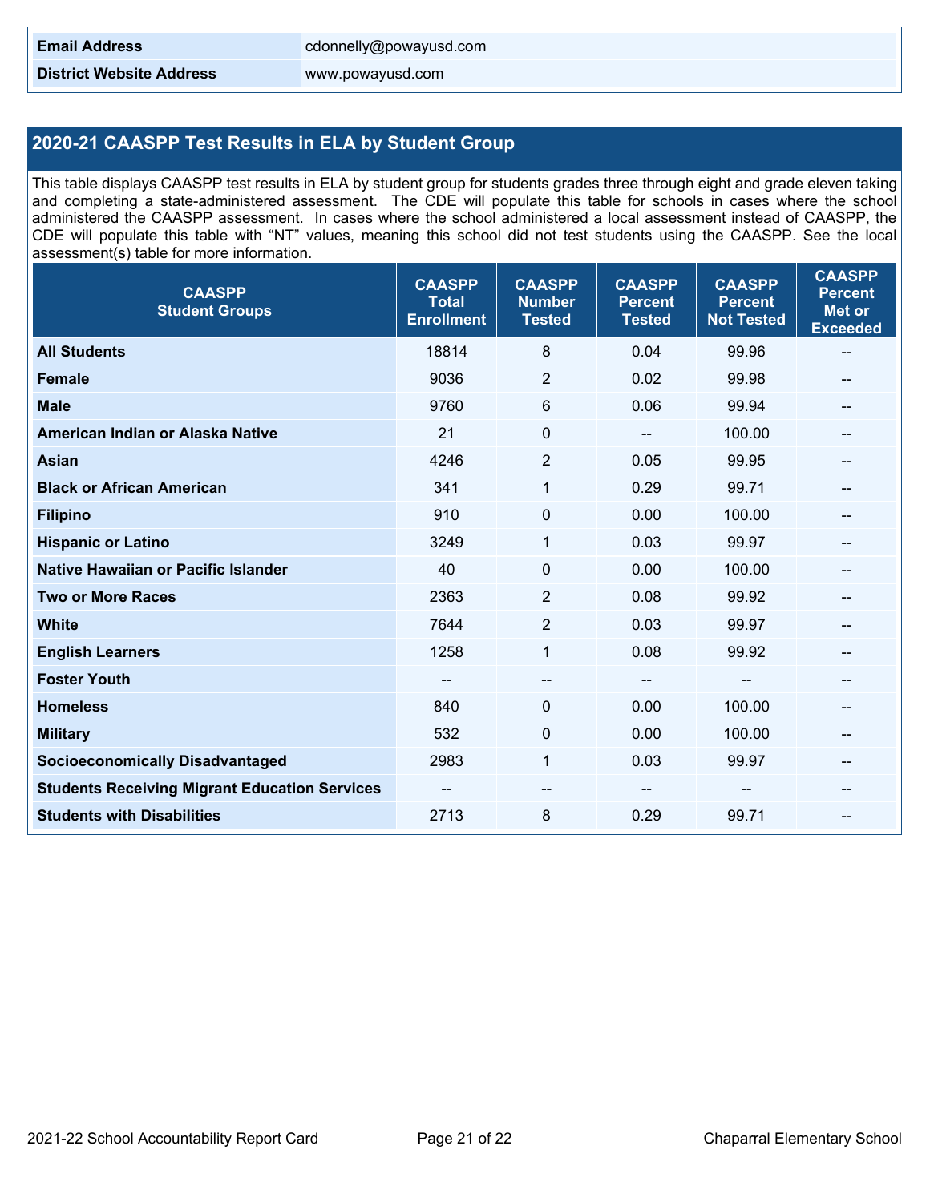| | |
|---|---|
| **Email Address** | cdonnelly@powayusd.com |
| **District Website Address** | www.powayusd.com |

## 2020-21 CAASPP Test Results in ELA by Student Group

This table displays CAASPP test results in ELA by student group for students grades three through eight and grade eleven taking and completing a state-administered assessment. The CDE will populate this table for schools in cases where the school administered the CAASPP assessment. In cases where the school administered a local assessment instead of CAASPP, the CDE will populate this table with "NT" values, meaning this school did not test students using the CAASPP. See the local assessment(s) table for more information.

| CAASPP Student Groups | CAASPP Total Enrollment | CAASPP Number Tested | CAASPP Percent Tested | CAASPP Percent Not Tested | CAASPP Percent Met or Exceeded |
|---|---|---|---|---|---|
| **All Students** | 18814 | 8 | 0.04 | 99.96 | -- |
| **Female** | 9036 | 2 | 0.02 | 99.98 | -- |
| **Male** | 9760 | 6 | 0.06 | 99.94 | -- |
| **American Indian or Alaska Native** | 21 | 0 | -- | 100.00 | -- |
| **Asian** | 4246 | 2 | 0.05 | 99.95 | -- |
| **Black or African American** | 341 | 1 | 0.29 | 99.71 | -- |
| **Filipino** | 910 | 0 | 0.00 | 100.00 | -- |
| **Hispanic or Latino** | 3249 | 1 | 0.03 | 99.97 | -- |
| **Native Hawaiian or Pacific Islander** | 40 | 0 | 0.00 | 100.00 | -- |
| **Two or More Races** | 2363 | 2 | 0.08 | 99.92 | -- |
| **White** | 7644 | 2 | 0.03 | 99.97 | -- |
| **English Learners** | 1258 | 1 | 0.08 | 99.92 | -- |
| **Foster Youth** | -- | -- | -- | -- | -- |
| **Homeless** | 840 | 0 | 0.00 | 100.00 | -- |
| **Military** | 532 | 0 | 0.00 | 100.00 | -- |
| **Socioeconomically Disadvantaged** | 2983 | 1 | 0.03 | 99.97 | -- |
| **Students Receiving Migrant Education Services** | -- | -- | -- | -- | -- |
| **Students with Disabilities** | 2713 | 8 | 0.29 | 99.71 | -- |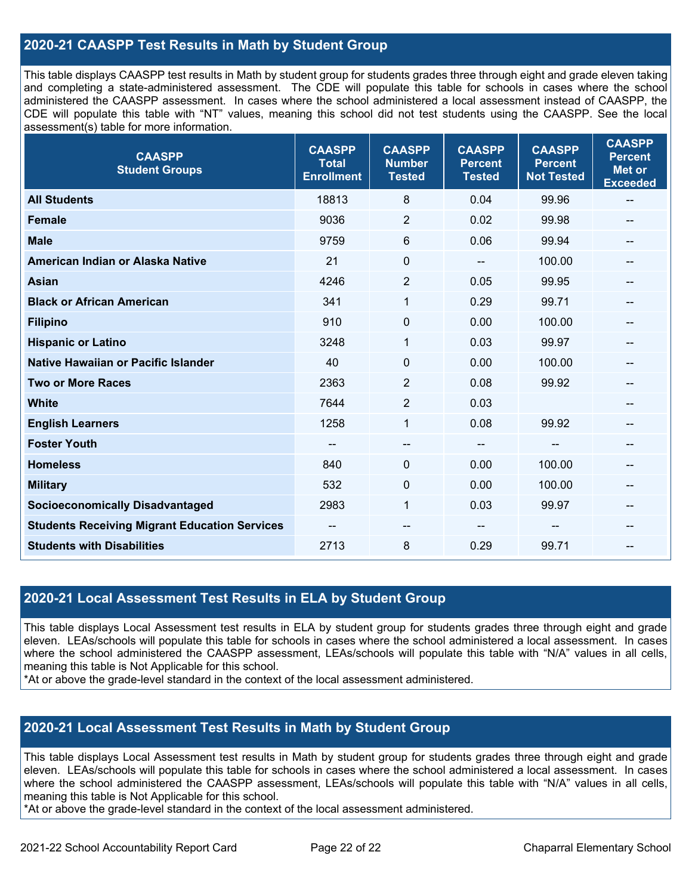## 2020-21 CAASPP Test Results in Math by Student Group

This table displays CAASPP test results in Math by student group for students grades three through eight and grade eleven taking and completing a state-administered assessment. The CDE will populate this table for schools in cases where the school administered the CAASPP assessment. In cases where the school administered a local assessment instead of CAASPP, the CDE will populate this table with "NT" values, meaning this school did not test students using the CAASPP. See the local assessment(s) table for more information.

| CAASPP Student Groups | CAASPP Total Enrollment | CAASPP Number Tested | CAASPP Percent Tested | CAASPP Percent Not Tested | CAASPP Percent Met or Exceeded |
|---|---|---|---|---|---|
| **All Students** | 18813 | 8 | 0.04 | 99.96 | -- |
| **Female** | 9036 | 2 | 0.02 | 99.98 | -- |
| **Male** | 9759 | 6 | 0.06 | 99.94 | -- |
| **American Indian or Alaska Native** | 21 | 0 | -- | 100.00 | -- |
| **Asian** | 4246 | 2 | 0.05 | 99.95 | -- |
| **Black or African American** | 341 | 1 | 0.29 | 99.71 | -- |
| **Filipino** | 910 | 0 | 0.00 | 100.00 | -- |
| **Hispanic or Latino** | 3248 | 1 | 0.03 | 99.97 | -- |
| **Native Hawaiian or Pacific Islander** | 40 | 0 | 0.00 | 100.00 | -- |
| **Two or More Races** | 2363 | 2 | 0.08 | 99.92 | -- |
| **White** | 7644 | 2 | 0.03 | | -- |
| **English Learners** | 1258 | 1 | 0.08 | 99.92 | -- |
| **Foster Youth** | -- | -- | -- | -- | -- |
| **Homeless** | 840 | 0 | 0.00 | 100.00 | -- |
| **Military** | 532 | 0 | 0.00 | 100.00 | -- |
| **Socioeconomically Disadvantaged** | 2983 | 1 | 0.03 | 99.97 | -- |
| **Students Receiving Migrant Education Services** | -- | -- | -- | -- | -- |
| **Students with Disabilities** | 2713 | 8 | 0.29 | 99.71 | -- |

## 2020-21 Local Assessment Test Results in ELA by Student Group

This table displays Local Assessment test results in ELA by student group for students grades three through eight and grade eleven. LEAs/schools will populate this table for schools in cases where the school administered a local assessment. In cases where the school administered the CAASPP assessment, LEAs/schools will populate this table with "N/A" values in all cells, meaning this table is Not Applicable for this school.

*At or above the grade-level standard in the context of the local assessment administered.

## 2020-21 Local Assessment Test Results in Math by Student Group

This table displays Local Assessment test results in Math by student group for students grades three through eight and grade eleven. LEAs/schools will populate this table for schools in cases where the school administered a local assessment. In cases where the school administered the CAASPP assessment, LEAs/schools will populate this table with "N/A" values in all cells, meaning this table is Not Applicable for this school.

*At or above the grade-level standard in the context of the local assessment administered.